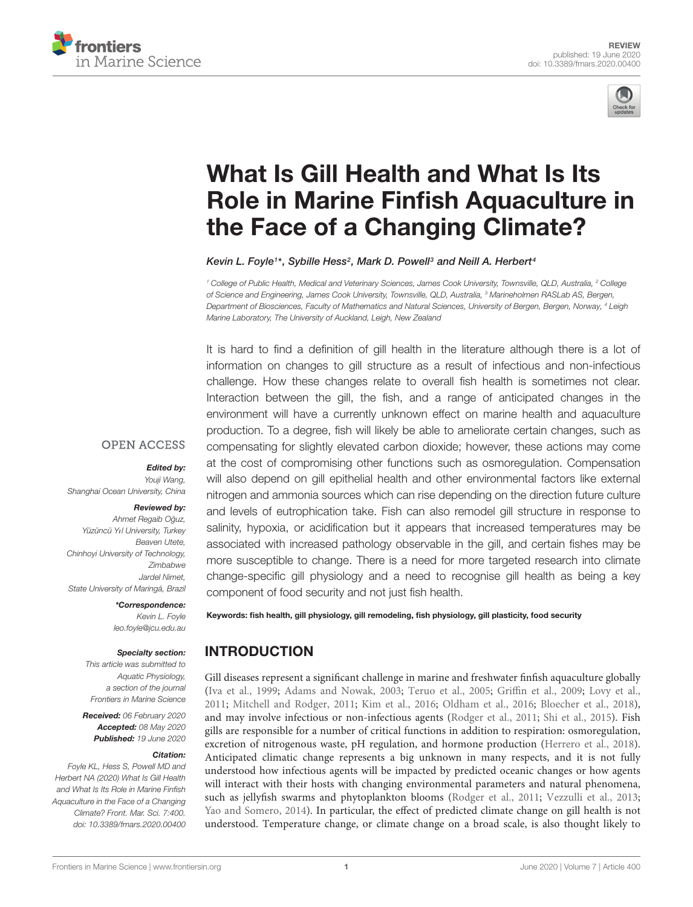REVIEW
published: 19 June 2020
doi: 10.3389/fmars.2020.00400

# What Is Gill Health and What Is Its Role in Marine Finfish Aquaculture in the Face of a Changing Climate?

*Kevin L. Foyle[1]\*, Sybille Hess[2], Mark D. Powell[3] and Neill A. Herbert[4]*

[1] College of Public Health, Medical and Veterinary Sciences, James Cook University, Townsville, QLD, Australia, [2] College of Science and Engineering, James Cook University, Townsville, QLD, Australia, [3] Marineholmen RASLab AS, Bergen, Department of Biosciences, Faculty of Mathematics and Natural Sciences, University of Bergen, Bergen, Norway, [4] Leigh Marine Laboratory, The University of Auckland, Leigh, New Zealand

It is hard to find a definition of gill health in the literature although there is a lot of information on changes to gill structure as a result of infectious and non-infectious challenge. How these changes relate to overall fish health is sometimes not clear. Interaction between the gill, the fish, and a range of anticipated changes in the environment will have a currently unknown effect on marine health and aquaculture production. To a degree, fish will likely be able to ameliorate certain changes, such as compensating for slightly elevated carbon dioxide; however, these actions may come at the cost of compromising other functions such as osmoregulation. Compensation will also depend on gill epithelial health and other environmental factors like external nitrogen and ammonia sources which can rise depending on the direction future culture and levels of eutrophication take. Fish can also remodel gill structure in response to salinity, hypoxia, or acidification but it appears that increased temperatures may be associated with increased pathology observable in the gill, and certain fishes may be more susceptible to change. There is a need for more targeted research into climate change-specific gill physiology and a need to recognise gill health as being a key component of food security and not just fish health.

**Keywords: fish health, gill physiology, gill remodeling, fish physiology, gill plasticity, food security**

OPEN ACCESS

***Edited by:***
*Youji Wang,*
*Shanghai Ocean University, China*

***Reviewed by:***
*Ahmet Regaib Oğuz,*
*Yüzüncü Yıl University, Turkey*
*Beaven Utete,*
*Chinhoyi University of Technology, Zimbabwe*
*Jardel Nimet,*
*State University of Maringá, Brazil*

***\*Correspondence:***
*Kevin L. Foyle*
*leo.foyle@jcu.edu.au*

**Specialty section:**
*This article was submitted to Aquatic Physiology, a section of the journal Frontiers in Marine Science*

***Received:*** *06 February 2020*
***Accepted:*** *08 May 2020*
***Published:*** *19 June 2020*

***Citation:***
*Foyle KL, Hess S, Powell MD and Herbert NA (2020) What Is Gill Health and What Is Its Role in Marine Finfish Aquaculture in the Face of a Changing Climate? Front. Mar. Sci. 7:400. doi: 10.3389/fmars.2020.00400*

## INTRODUCTION

Gill diseases represent a significant challenge in marine and freshwater finfish aquaculture globally (Iva et al., 1999; Adams and Nowak, 2003; Teruo et al., 2005; Griffin et al., 2009; Lovy et al., 2011; Mitchell and Rodger, 2011; Kim et al., 2016; Oldham et al., 2016; Bloecher et al., 2018), and may involve infectious or non-infectious agents (Rodger et al., 2011; Shi et al., 2015). Fish gills are responsible for a number of critical functions in addition to respiration: osmoregulation, excretion of nitrogenous waste, pH regulation, and hormone production (Herrero et al., 2018). Anticipated climatic change represents a big unknown in many respects, and it is not fully understood how infectious agents will be impacted by predicted oceanic changes or how agents will interact with their hosts with changing environmental parameters and natural phenomena, such as jellyfish swarms and phytoplankton blooms (Rodger et al., 2011; Vezzulli et al., 2013; Yao and Somero, 2014). In particular, the effect of predicted climate change on gill health is not understood. Temperature change, or climate change on a broad scale, is also thought likely to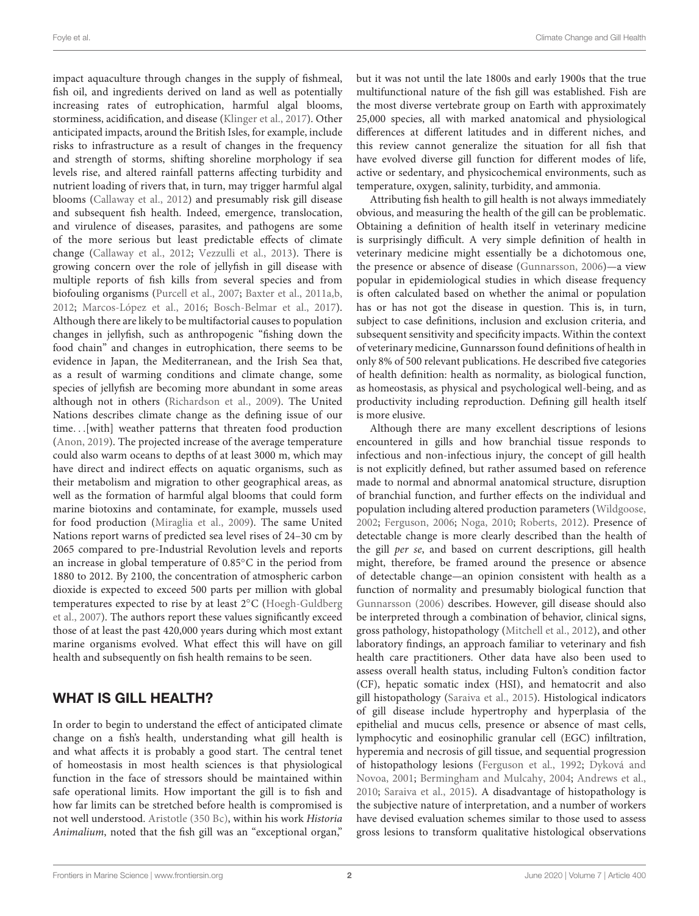impact aquaculture through changes in the supply of fishmeal, fish oil, and ingredients derived on land as well as potentially increasing rates of eutrophication, harmful algal blooms, storminess, acidification, and disease (Klinger et al., 2017). Other anticipated impacts, around the British Isles, for example, include risks to infrastructure as a result of changes in the frequency and strength of storms, shifting shoreline morphology if sea levels rise, and altered rainfall patterns affecting turbidity and nutrient loading of rivers that, in turn, may trigger harmful algal blooms (Callaway et al., 2012) and presumably risk gill disease and subsequent fish health. Indeed, emergence, translocation, and virulence of diseases, parasites, and pathogens are some of the more serious but least predictable effects of climate change (Callaway et al., 2012; Vezzulli et al., 2013). There is growing concern over the role of jellyfish in gill disease with multiple reports of fish kills from several species and from biofouling organisms (Purcell et al., 2007; Baxter et al., 2011a,b, 2012; Marcos-López et al., 2016; Bosch-Belmar et al., 2017). Although there are likely to be multifactorial causes to population changes in jellyfish, such as anthropogenic "fishing down the food chain" and changes in eutrophication, there seems to be evidence in Japan, the Mediterranean, and the Irish Sea that, as a result of warming conditions and climate change, some species of jellyfish are becoming more abundant in some areas although not in others (Richardson et al., 2009). The United Nations describes climate change as the defining issue of our time…[with] weather patterns that threaten food production (Anon, 2019). The projected increase of the average temperature could also warm oceans to depths of at least 3000 m, which may have direct and indirect effects on aquatic organisms, such as their metabolism and migration to other geographical areas, as well as the formation of harmful algal blooms that could form marine biotoxins and contaminate, for example, mussels used for food production (Miraglia et al., 2009). The same United Nations report warns of predicted sea level rises of 24–30 cm by 2065 compared to pre-Industrial Revolution levels and reports an increase in global temperature of 0.85°C in the period from 1880 to 2012. By 2100, the concentration of atmospheric carbon dioxide is expected to exceed 500 parts per million with global temperatures expected to rise by at least 2°C (Hoegh-Guldberg et al., 2007). The authors report these values significantly exceed those of at least the past 420,000 years during which most extant marine organisms evolved. What effect this will have on gill health and subsequently on fish health remains to be seen.

## WHAT IS GILL HEALTH?

In order to begin to understand the effect of anticipated climate change on a fish's health, understanding what gill health is and what affects it is probably a good start. The central tenet of homeostasis in most health sciences is that physiological function in the face of stressors should be maintained within safe operational limits. How important the gill is to fish and how far limits can be stretched before health is compromised is not well understood. Aristotle (350 Bc), within his work *Historia Animalium*, noted that the fish gill was an "exceptional organ," but it was not until the late 1800s and early 1900s that the true multifunctional nature of the fish gill was established. Fish are the most diverse vertebrate group on Earth with approximately 25,000 species, all with marked anatomical and physiological differences at different latitudes and in different niches, and this review cannot generalize the situation for all fish that have evolved diverse gill function for different modes of life, active or sedentary, and physicochemical environments, such as temperature, oxygen, salinity, turbidity, and ammonia.

Attributing fish health to gill health is not always immediately obvious, and measuring the health of the gill can be problematic. Obtaining a definition of health itself in veterinary medicine is surprisingly difficult. A very simple definition of health in veterinary medicine might essentially be a dichotomous one, the presence or absence of disease (Gunnarsson, 2006)—a view popular in epidemiological studies in which disease frequency is often calculated based on whether the animal or population has or has not got the disease in question. This is, in turn, subject to case definitions, inclusion and exclusion criteria, and subsequent sensitivity and specificity impacts. Within the context of veterinary medicine, Gunnarsson found definitions of health in only 8% of 500 relevant publications. He described five categories of health definition: health as normality, as biological function, as homeostasis, as physical and psychological well-being, and as productivity including reproduction. Defining gill health itself is more elusive.

Although there are many excellent descriptions of lesions encountered in gills and how branchial tissue responds to infectious and non-infectious injury, the concept of gill health is not explicitly defined, but rather assumed based on reference made to normal and abnormal anatomical structure, disruption of branchial function, and further effects on the individual and population including altered production parameters (Wildgoose, 2002; Ferguson, 2006; Noga, 2010; Roberts, 2012). Presence of detectable change is more clearly described than the health of the gill *per se*, and based on current descriptions, gill health might, therefore, be framed around the presence or absence of detectable change—an opinion consistent with health as a function of normality and presumably biological function that Gunnarsson (2006) describes. However, gill disease should also be interpreted through a combination of behavior, clinical signs, gross pathology, histopathology (Mitchell et al., 2012), and other laboratory findings, an approach familiar to veterinary and fish health care practitioners. Other data have also been used to assess overall health status, including Fulton's condition factor (CF), hepatic somatic index (HSI), and hematocrit and also gill histopathology (Saraiva et al., 2015). Histological indicators of gill disease include hypertrophy and hyperplasia of the epithelial and mucus cells, presence or absence of mast cells, lymphocytic and eosinophilic granular cell (EGC) infiltration, hyperemia and necrosis of gill tissue, and sequential progression of histopathology lesions (Ferguson et al., 1992; Dyková and Novoa, 2001; Bermingham and Mulcahy, 2004; Andrews et al., 2010; Saraiva et al., 2015). A disadvantage of histopathology is the subjective nature of interpretation, and a number of workers have devised evaluation schemes similar to those used to assess gross lesions to transform qualitative histological observations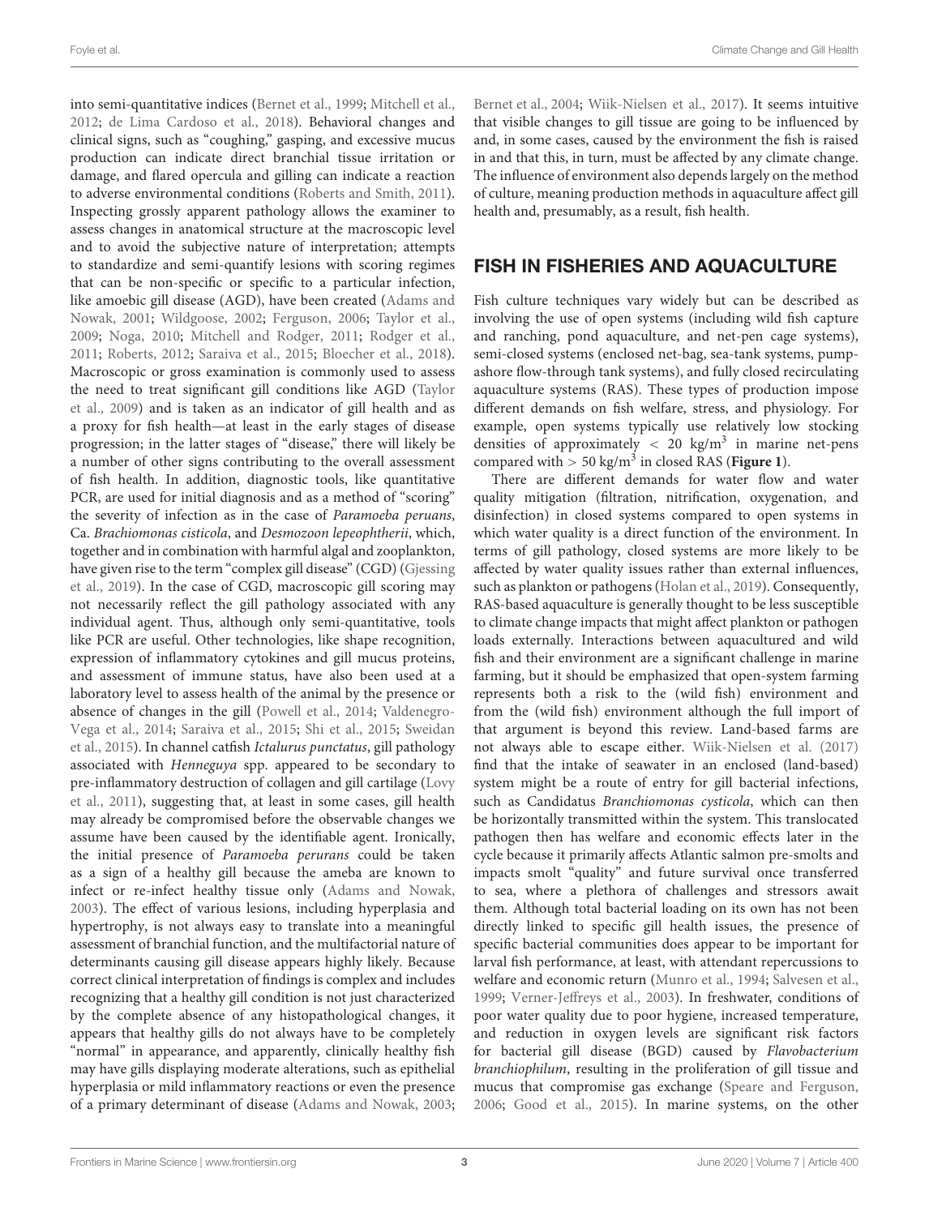into semi-quantitative indices (Bernet et al., 1999; Mitchell et al., 2012; de Lima Cardoso et al., 2018). Behavioral changes and clinical signs, such as "coughing," gasping, and excessive mucus production can indicate direct branchial tissue irritation or damage, and flared opercula and gilling can indicate a reaction to adverse environmental conditions (Roberts and Smith, 2011). Inspecting grossly apparent pathology allows the examiner to assess changes in anatomical structure at the macroscopic level and to avoid the subjective nature of interpretation; attempts to standardize and semi-quantify lesions with scoring regimes that can be non-specific or specific to a particular infection, like amoebic gill disease (AGD), have been created (Adams and Nowak, 2001; Wildgoose, 2002; Ferguson, 2006; Taylor et al., 2009; Noga, 2010; Mitchell and Rodger, 2011; Rodger et al., 2011; Roberts, 2012; Saraiva et al., 2015; Bloecher et al., 2018). Macroscopic or gross examination is commonly used to assess the need to treat significant gill conditions like AGD (Taylor et al., 2009) and is taken as an indicator of gill health and as a proxy for fish health—at least in the early stages of disease progression; in the latter stages of "disease," there will likely be a number of other signs contributing to the overall assessment of fish health. In addition, diagnostic tools, like quantitative PCR, are used for initial diagnosis and as a method of "scoring" the severity of infection as in the case of *Paramoeba peruans*, Ca. *Brachiomonas cisticola*, and *Desmozoon lepeophtherii*, which, together and in combination with harmful algal and zooplankton, have given rise to the term "complex gill disease" (CGD) (Gjessing et al., 2019). In the case of CGD, macroscopic gill scoring may not necessarily reflect the gill pathology associated with any individual agent. Thus, although only semi-quantitative, tools like PCR are useful. Other technologies, like shape recognition, expression of inflammatory cytokines and gill mucus proteins, and assessment of immune status, have also been used at a laboratory level to assess health of the animal by the presence or absence of changes in the gill (Powell et al., 2014; Valdenegro-Vega et al., 2014; Saraiva et al., 2015; Shi et al., 2015; Sweidan et al., 2015). In channel catfish *Ictalurus punctatus*, gill pathology associated with *Henneguya* spp. appeared to be secondary to pre-inflammatory destruction of collagen and gill cartilage (Lovy et al., 2011), suggesting that, at least in some cases, gill health may already be compromised before the observable changes we assume have been caused by the identifiable agent. Ironically, the initial presence of *Paramoeba perurans* could be taken as a sign of a healthy gill because the ameba are known to infect or re-infect healthy tissue only (Adams and Nowak, 2003). The effect of various lesions, including hyperplasia and hypertrophy, is not always easy to translate into a meaningful assessment of branchial function, and the multifactorial nature of determinants causing gill disease appears highly likely. Because correct clinical interpretation of findings is complex and includes recognizing that a healthy gill condition is not just characterized by the complete absence of any histopathological changes, it appears that healthy gills do not always have to be completely "normal" in appearance, and apparently, clinically healthy fish may have gills displaying moderate alterations, such as epithelial hyperplasia or mild inflammatory reactions or even the presence of a primary determinant of disease (Adams and Nowak, 2003; Bernet et al., 2004; Wiik-Nielsen et al., 2017). It seems intuitive that visible changes to gill tissue are going to be influenced by and, in some cases, caused by the environment the fish is raised in and that this, in turn, must be affected by any climate change. The influence of environment also depends largely on the method of culture, meaning production methods in aquaculture affect gill health and, presumably, as a result, fish health.

## FISH IN FISHERIES AND AQUACULTURE

Fish culture techniques vary widely but can be described as involving the use of open systems (including wild fish capture and ranching, pond aquaculture, and net-pen cage systems), semi-closed systems (enclosed net-bag, sea-tank systems, pump-ashore flow-through tank systems), and fully closed recirculating aquaculture systems (RAS). These types of production impose different demands on fish welfare, stress, and physiology. For example, open systems typically use relatively low stocking densities of approximately $< 20$ kg/m$^3$ in marine net-pens compared with $> 50$ kg/m$^3$ in closed RAS (**Figure 1**).

There are different demands for water flow and water quality mitigation (filtration, nitrification, oxygenation, and disinfection) in closed systems compared to open systems in which water quality is a direct function of the environment. In terms of gill pathology, closed systems are more likely to be affected by water quality issues rather than external influences, such as plankton or pathogens (Holan et al., 2019). Consequently, RAS-based aquaculture is generally thought to be less susceptible to climate change impacts that might affect plankton or pathogen loads externally. Interactions between aquacultured and wild fish and their environment are a significant challenge in marine farming, but it should be emphasized that open-system farming represents both a risk to the (wild fish) environment and from the (wild fish) environment although the full import of that argument is beyond this review. Land-based farms are not always able to escape either. Wiik-Nielsen et al. (2017) find that the intake of seawater in an enclosed (land-based) system might be a route of entry for gill bacterial infections, such as Candidatus *Branchiomonas cysticola*, which can then be horizontally transmitted within the system. This translocated pathogen then has welfare and economic effects later in the cycle because it primarily affects Atlantic salmon pre-smolts and impacts smolt "quality" and future survival once transferred to sea, where a plethora of challenges and stressors await them. Although total bacterial loading on its own has not been directly linked to specific gill health issues, the presence of specific bacterial communities does appear to be important for larval fish performance, at least, with attendant repercussions to welfare and economic return (Munro et al., 1994; Salvesen et al., 1999; Verner-Jeffreys et al., 2003). In freshwater, conditions of poor water quality due to poor hygiene, increased temperature, and reduction in oxygen levels are significant risk factors for bacterial gill disease (BGD) caused by *Flavobacterium branchiophilum*, resulting in the proliferation of gill tissue and mucus that compromise gas exchange (Speare and Ferguson, 2006; Good et al., 2015). In marine systems, on the other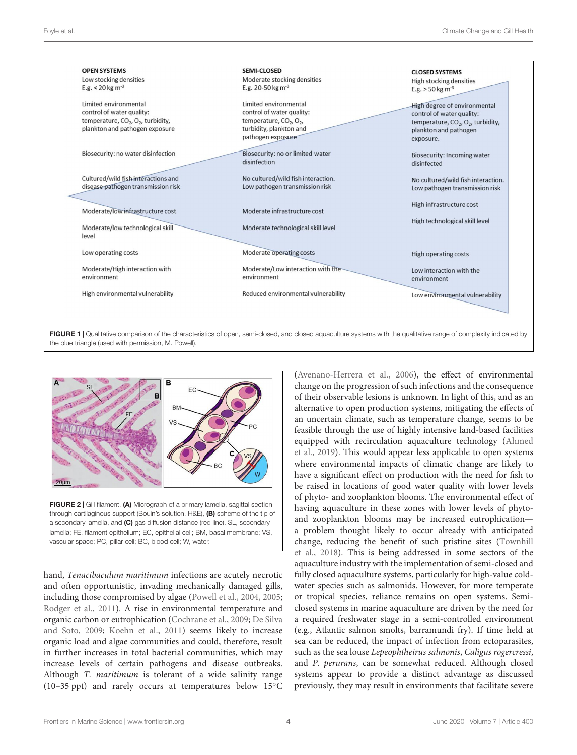| OPEN SYSTEMS | SEMI-CLOSED | CLOSED SYSTEMS |
|---|---|---|
| Low stocking densities E.g. < 20 kg $m^{-3}$ | Moderate stocking densities E.g. 20-50 kg $m^{-3}$ | High stocking densities E.g. > 50 kg $m^{-3}$ |
| Limited environmental control of water quality: temperature, $CO_2$, $O_2$, turbidity, plankton and pathogen exposure | Limited environmental control of water quality: temperature, $CO_2$, $O_2$, turbidity, plankton and pathogen exposure | High degree of environmental control of water quality: temperature, $CO_2$, $O_2$, turbidity, plankton and pathogen exposure. |
| Biosecurity: no water disinfection | Biosecurity: no or limited water disinfection | Biosecurity: Incoming water disinfected |
| Cultured/wild fish interactions and disease pathogen transmission risk | No cultured/wild fish interaction. Low pathogen transmission risk | No cultured/wild fish interaction. Low pathogen transmission risk |
| Moderate/low infrastructure cost | Moderate infrastructure cost | High infrastructure cost |
| Moderate/low technological skill level | Moderate technological skill level | High technological skill level |
| Low operating costs | Moderate operating costs | High operating costs |
| Moderate/High interaction with environment | Moderate/Low interaction with the environment | Low interaction with the environment |
| High environmental vulnerability | Reduced environmental vulnerability | Low environmental vulnerability |

**FIGURE 1** | Qualitative comparison of the characteristics of open, semi-closed, and closed aquaculture systems with the qualitative range of complexity indicated by the blue triangle (used with permission, M. Powell).

**FIGURE 2** | Gill filament. **(A)** Micrograph of a primary lamella, sagittal section through cartilaginous support (Bouin's solution, H&E), **(B)** scheme of the tip of a secondary lamella, and **(C)** gas diffusion distance (red line). SL, secondary lamella; FE, filament epithelium; EC, epithelial cell; BM, basal membrane; VS, vascular space; PC, pillar cell; BC, blood cell; W, water.

hand, *Tenacibaculum maritimum* infections are acutely necrotic and often opportunistic, invading mechanically damaged gills, including those compromised by algae (Powell et al., 2004, 2005; Rodger et al., 2011). A rise in environmental temperature and organic carbon or eutrophication (Cochrane et al., 2009; De Silva and Soto, 2009; Koehn et al., 2011) seems likely to increase organic load and algae communities and could, therefore, result in further increases in total bacterial communities, which may increase levels of certain pathogens and disease outbreaks. Although *T. maritimum* is tolerant of a wide salinity range (10–35 ppt) and rarely occurs at temperatures below 15°C (Avenano-Herrera et al., 2006), the effect of environmental change on the progression of such infections and the consequence of their observable lesions is unknown. In light of this, and as an alternative to open production systems, mitigating the effects of an uncertain climate, such as temperature change, seems to be feasible through the use of highly intensive land-based facilities equipped with recirculation aquaculture technology (Ahmed et al., 2019). This would appear less applicable to open systems where environmental impacts of climatic change are likely to have a significant effect on production with the need for fish to be raised in locations of good water quality with lower levels of phyto- and zooplankton blooms. The environmental effect of having aquaculture in these zones with lower levels of phyto- and zooplankton blooms may be increased eutrophication—a problem thought likely to occur already with anticipated change, reducing the benefit of such pristine sites (Townhill et al., 2018). This is being addressed in some sectors of the aquaculture industry with the implementation of semi-closed and fully closed aquaculture systems, particularly for high-value cold-water species such as salmonids. However, for more temperate or tropical species, reliance remains on open systems. Semi-closed systems in marine aquaculture are driven by the need for a required freshwater stage in a semi-controlled environment (e.g., Atlantic salmon smolts, barramundi fry). If time held at sea can be reduced, the impact of infection from ectoparasites, such as the sea louse *Lepeophtheirus salmonis*, *Caligus rogercressi*, and *P. perurans*, can be somewhat reduced. Although closed systems appear to provide a distinct advantage as discussed previously, they may result in environments that facilitate severe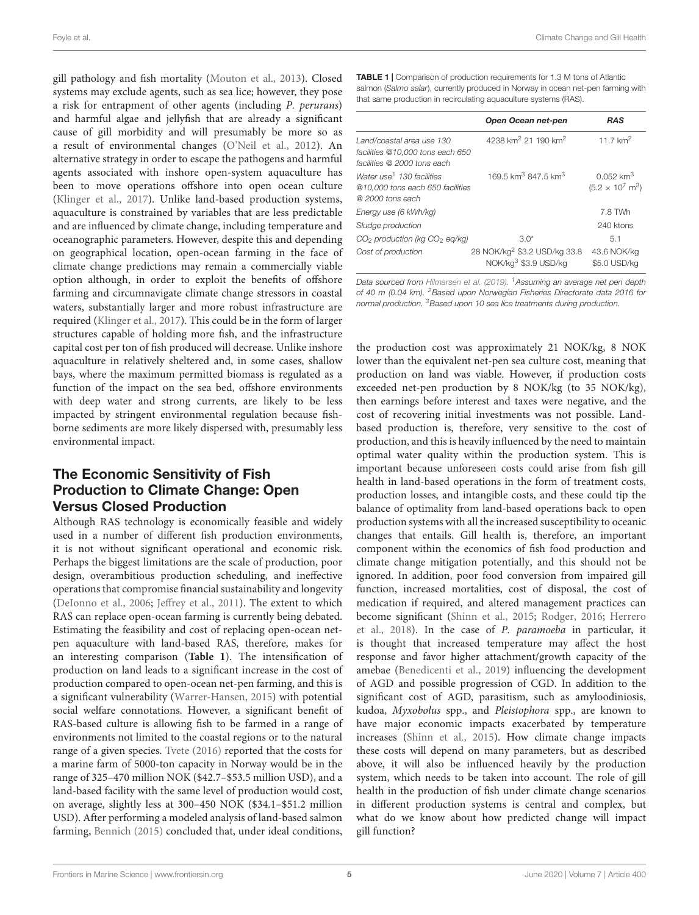gill pathology and fish mortality (Mouton et al., 2013). Closed systems may exclude agents, such as sea lice; however, they pose a risk for entrapment of other agents (including *P. perurans*) and harmful algae and jellyfish that are already a significant cause of gill morbidity and will presumably be more so as a result of environmental changes (O'Neil et al., 2012). An alternative strategy in order to escape the pathogens and harmful agents associated with inshore open-system aquaculture has been to move operations offshore into open ocean culture (Klinger et al., 2017). Unlike land-based production systems, aquaculture is constrained by variables that are less predictable and are influenced by climate change, including temperature and oceanographic parameters. However, despite this and depending on geographical location, open-ocean farming in the face of climate change predictions may remain a commercially viable option although, in order to exploit the benefits of offshore farming and circumnavigate climate change stressors in coastal waters, substantially larger and more robust infrastructure are required (Klinger et al., 2017). This could be in the form of larger structures capable of holding more fish, and the infrastructure capital cost per ton of fish produced will decrease. Unlike inshore aquaculture in relatively sheltered and, in some cases, shallow bays, where the maximum permitted biomass is regulated as a function of the impact on the sea bed, offshore environments with deep water and strong currents, are likely to be less impacted by stringent environmental regulation because fish-borne sediments are more likely dispersed with, presumably less environmental impact.

**TABLE 1** | Comparison of production requirements for 1.3 M tons of Atlantic salmon (*Salmo salar*), currently produced in Norway in ocean net-pen farming with that same production in recirculating aquaculture systems (RAS).

| | ***Open Ocean net-pen*** | ***RAS*** |
|---|---|---|
| *Land/coastal area use 130 facilities @10,000 tons each 650 facilities @ 2000 tons each* | 4238 $km^2$ 21 190 $km^2$ | 11.7 $km^2$ |
| *Water use[1] 130 facilities @10,000 tons each 650 facilities @ 2000 tons each* | 169.5 $km^3$ 847.5 $km^3$ | 0.052 $km^3$ ($5.2 \times 10^7$ $m^3$) |
| *Energy use (6 kWh/kg)* | | 7.8 TWh |
| *Sludge production* | | 240 ktons |
| *$CO_2$ production (kg $CO_2$ eq/kg)* | 3.0* | 5.1 |
| *Cost of production* | 28 NOK/kg[2] $3.2 USD/kg 33.8 NOK/kg[3] $3.9 USD/kg | 43.6 NOK/kg $5.0 USD/kg |

*Data sourced from Hilmarsen et al. (2019). [1]Assuming an average net pen depth of 40 m (0.04 km). [2]Based upon Norwegian Fisheries Directorate data 2016 for normal production. [3]Based upon 10 sea lice treatments during production.*

## The Economic Sensitivity of Fish Production to Climate Change: Open Versus Closed Production

Although RAS technology is economically feasible and widely used in a number of different fish production environments, it is not without significant operational and economic risk. Perhaps the biggest limitations are the scale of production, poor design, overambitious production scheduling, and ineffective operations that compromise financial sustainability and longevity (DeIonno et al., 2006; Jeffrey et al., 2011). The extent to which RAS can replace open-ocean farming is currently being debated. Estimating the feasibility and cost of replacing open-ocean net-pen aquaculture with land-based RAS, therefore, makes for an interesting comparison (**Table 1**). The intensification of production on land leads to a significant increase in the cost of production compared to open-ocean net-pen farming, and this is a significant vulnerability (Warrer-Hansen, 2015) with potential social welfare connotations. However, a significant benefit of RAS-based culture is allowing fish to be farmed in a range of environments not limited to the coastal regions or to the natural range of a given species. Tvete (2016) reported that the costs for a marine farm of 5000-ton capacity in Norway would be in the range of 325–470 million NOK ($42.7–$53.5 million USD), and a land-based facility with the same level of production would cost, on average, slightly less at 300–450 NOK ($34.1–$51.2 million USD). After performing a modeled analysis of land-based salmon farming, Bennich (2015) concluded that, under ideal conditions, the production cost was approximately 21 NOK/kg, 8 NOK lower than the equivalent net-pen sea culture cost, meaning that production on land was viable. However, if production costs exceeded net-pen production by 8 NOK/kg (to 35 NOK/kg), then earnings before interest and taxes were negative, and the cost of recovering initial investments was not possible. Land-based production is, therefore, very sensitive to the cost of production, and this is heavily influenced by the need to maintain optimal water quality within the production system. This is important because unforeseen costs could arise from fish gill health in land-based operations in the form of treatment costs, production losses, and intangible costs, and these could tip the balance of optimality from land-based operations back to open production systems with all the increased susceptibility to oceanic changes that entails. Gill health is, therefore, an important component within the economics of fish food production and climate change mitigation potentially, and this should not be ignored. In addition, poor food conversion from impaired gill function, increased mortalities, cost of disposal, the cost of medication if required, and altered management practices can become significant (Shinn et al., 2015; Rodger, 2016; Herrero et al., 2018). In the case of *P. paramoeba* in particular, it is thought that increased temperature may affect the host response and favor higher attachment/growth capacity of the amebae (Benedicenti et al., 2019) influencing the development of AGD and possible progression of CGD. In addition to the significant cost of AGD, parasitism, such as amyloodiniosis, kudoa, *Myxobolus* spp., and *Pleistophora* spp., are known to have major economic impacts exacerbated by temperature increases (Shinn et al., 2015). How climate change impacts these costs will depend on many parameters, but as described above, it will also be influenced heavily by the production system, which needs to be taken into account. The role of gill health in the production of fish under climate change scenarios in different production systems is central and complex, but what do we know about how predicted change will impact gill function?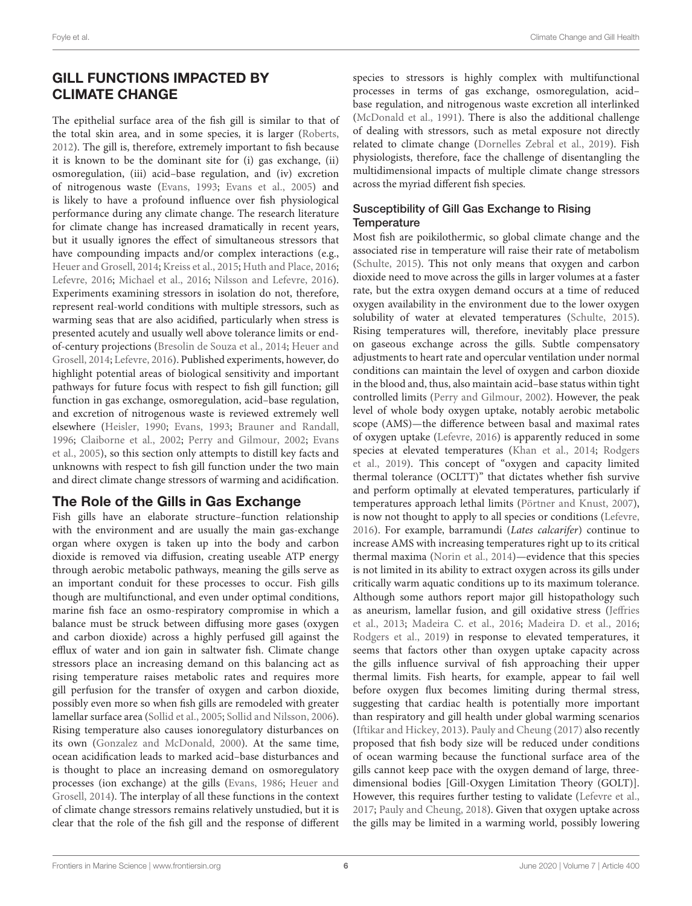## GILL FUNCTIONS IMPACTED BY CLIMATE CHANGE

The epithelial surface area of the fish gill is similar to that of the total skin area, and in some species, it is larger (Roberts, 2012). The gill is, therefore, extremely important to fish because it is known to be the dominant site for (i) gas exchange, (ii) osmoregulation, (iii) acid–base regulation, and (iv) excretion of nitrogenous waste (Evans, 1993; Evans et al., 2005) and is likely to have a profound influence over fish physiological performance during any climate change. The research literature for climate change has increased dramatically in recent years, but it usually ignores the effect of simultaneous stressors that have compounding impacts and/or complex interactions (e.g., Heuer and Grosell, 2014; Kreiss et al., 2015; Huth and Place, 2016; Lefevre, 2016; Michael et al., 2016; Nilsson and Lefevre, 2016). Experiments examining stressors in isolation do not, therefore, represent real-world conditions with multiple stressors, such as warming seas that are also acidified, particularly when stress is presented acutely and usually well above tolerance limits or end-of-century projections (Bresolin de Souza et al., 2014; Heuer and Grosell, 2014; Lefevre, 2016). Published experiments, however, do highlight potential areas of biological sensitivity and important pathways for future focus with respect to fish gill function; gill function in gas exchange, osmoregulation, acid–base regulation, and excretion of nitrogenous waste is reviewed extremely well elsewhere (Heisler, 1990; Evans, 1993; Brauner and Randall, 1996; Claiborne et al., 2002; Perry and Gilmour, 2002; Evans et al., 2005), so this section only attempts to distill key facts and unknowns with respect to fish gill function under the two main and direct climate change stressors of warming and acidification.

## The Role of the Gills in Gas Exchange

Fish gills have an elaborate structure–function relationship with the environment and are usually the main gas-exchange organ where oxygen is taken up into the body and carbon dioxide is removed via diffusion, creating useable ATP energy through aerobic metabolic pathways, meaning the gills serve as an important conduit for these processes to occur. Fish gills though are multifunctional, and even under optimal conditions, marine fish face an osmo-respiratory compromise in which a balance must be struck between diffusing more gases (oxygen and carbon dioxide) across a highly perfused gill against the efflux of water and ion gain in saltwater fish. Climate change stressors place an increasing demand on this balancing act as rising temperature raises metabolic rates and requires more gill perfusion for the transfer of oxygen and carbon dioxide, possibly even more so when fish gills are remodeled with greater lamellar surface area (Sollid et al., 2005; Sollid and Nilsson, 2006). Rising temperature also causes ionoregulatory disturbances on its own (Gonzalez and McDonald, 2000). At the same time, ocean acidification leads to marked acid–base disturbances and is thought to place an increasing demand on osmoregulatory processes (ion exchange) at the gills (Evans, 1986; Heuer and Grosell, 2014). The interplay of all these functions in the context of climate change stressors remains relatively unstudied, but it is clear that the role of the fish gill and the response of different species to stressors is highly complex with multifunctional processes in terms of gas exchange, osmoregulation, acid–base regulation, and nitrogenous waste excretion all interlinked (McDonald et al., 1991). There is also the additional challenge of dealing with stressors, such as metal exposure not directly related to climate change (Dornelles Zebral et al., 2019). Fish physiologists, therefore, face the challenge of disentangling the multidimensional impacts of multiple climate change stressors across the myriad different fish species.

### Susceptibility of Gill Gas Exchange to Rising Temperature

Most fish are poikilothermic, so global climate change and the associated rise in temperature will raise their rate of metabolism (Schulte, 2015). This not only means that oxygen and carbon dioxide need to move across the gills in larger volumes at a faster rate, but the extra oxygen demand occurs at a time of reduced oxygen availability in the environment due to the lower oxygen solubility of water at elevated temperatures (Schulte, 2015). Rising temperatures will, therefore, inevitably place pressure on gaseous exchange across the gills. Subtle compensatory adjustments to heart rate and opercular ventilation under normal conditions can maintain the level of oxygen and carbon dioxide in the blood and, thus, also maintain acid–base status within tight controlled limits (Perry and Gilmour, 2002). However, the peak level of whole body oxygen uptake, notably aerobic metabolic scope (AMS)—the difference between basal and maximal rates of oxygen uptake (Lefevre, 2016) is apparently reduced in some species at elevated temperatures (Khan et al., 2014; Rodgers et al., 2019). This concept of "oxygen and capacity limited thermal tolerance (OCLTT)" that dictates whether fish survive and perform optimally at elevated temperatures, particularly if temperatures approach lethal limits (Pörtner and Knust, 2007), is now not thought to apply to all species or conditions (Lefevre, 2016). For example, barramundi (*Lates calcarifer*) continue to increase AMS with increasing temperatures right up to its critical thermal maxima (Norin et al., 2014)—evidence that this species is not limited in its ability to extract oxygen across its gills under critically warm aquatic conditions up to its maximum tolerance. Although some authors report major gill histopathology such as aneurism, lamellar fusion, and gill oxidative stress (Jeffries et al., 2013; Madeira C. et al., 2016; Madeira D. et al., 2016; Rodgers et al., 2019) in response to elevated temperatures, it seems that factors other than oxygen uptake capacity across the gills influence survival of fish approaching their upper thermal limits. Fish hearts, for example, appear to fail well before oxygen flux becomes limiting during thermal stress, suggesting that cardiac health is potentially more important than respiratory and gill health under global warming scenarios (Iftikar and Hickey, 2013). Pauly and Cheung (2017) also recently proposed that fish body size will be reduced under conditions of ocean warming because the functional surface area of the gills cannot keep pace with the oxygen demand of large, three-dimensional bodies [Gill-Oxygen Limitation Theory (GOLT)]. However, this requires further testing to validate (Lefevre et al., 2017; Pauly and Cheung, 2018). Given that oxygen uptake across the gills may be limited in a warming world, possibly lowering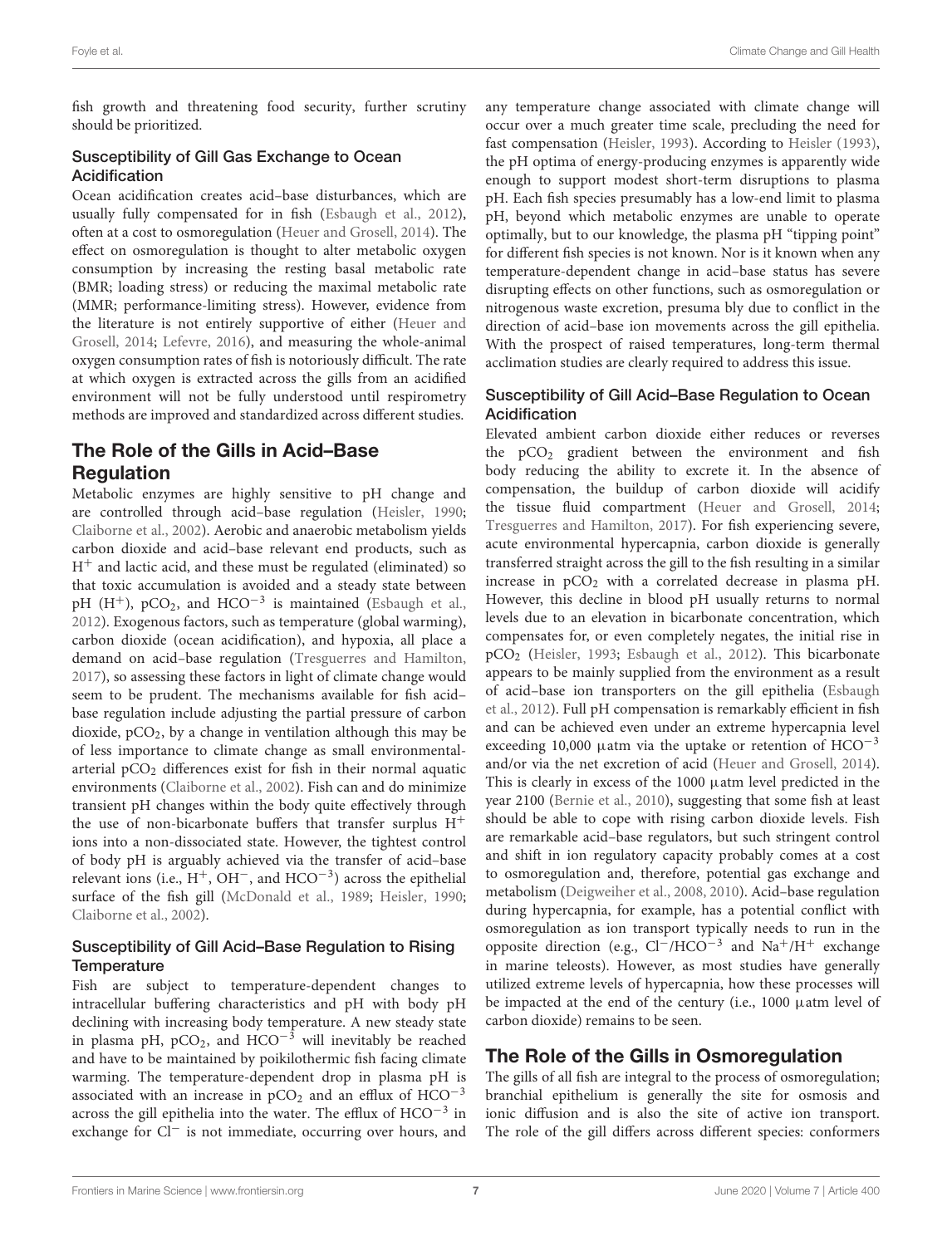fish growth and threatening food security, further scrutiny should be prioritized.

### Susceptibility of Gill Gas Exchange to Ocean Acidification

Ocean acidification creates acid–base disturbances, which are usually fully compensated for in fish (Esbaugh et al., 2012), often at a cost to osmoregulation (Heuer and Grosell, 2014). The effect on osmoregulation is thought to alter metabolic oxygen consumption by increasing the resting basal metabolic rate (BMR; loading stress) or reducing the maximal metabolic rate (MMR; performance-limiting stress). However, evidence from the literature is not entirely supportive of either (Heuer and Grosell, 2014; Lefevre, 2016), and measuring the whole-animal oxygen consumption rates of fish is notoriously difficult. The rate at which oxygen is extracted across the gills from an acidified environment will not be fully understood until respirometry methods are improved and standardized across different studies.

## The Role of the Gills in Acid–Base Regulation

Metabolic enzymes are highly sensitive to pH change and are controlled through acid–base regulation (Heisler, 1990; Claiborne et al., 2002). Aerobic and anaerobic metabolism yields carbon dioxide and acid–base relevant end products, such as $H^+$ and lactic acid, and these must be regulated (eliminated) so that toxic accumulation is avoided and a steady state between pH ($H^+$), $pCO_2$, and $HCO^{-3}$ is maintained (Esbaugh et al., 2012). Exogenous factors, such as temperature (global warming), carbon dioxide (ocean acidification), and hypoxia, all place a demand on acid–base regulation (Tresguerres and Hamilton, 2017), so assessing these factors in light of climate change would seem to be prudent. The mechanisms available for fish acid–base regulation include adjusting the partial pressure of carbon dioxide, $pCO_2$, by a change in ventilation although this may be of less importance to climate change as small environmental-arterial $pCO_2$ differences exist for fish in their normal aquatic environments (Claiborne et al., 2002). Fish can and do minimize transient pH changes within the body quite effectively through the use of non-bicarbonate buffers that transfer surplus $H^+$ ions into a non-dissociated state. However, the tightest control of body pH is arguably achieved via the transfer of acid–base relevant ions (i.e., $H^+$, $OH^-$, and $HCO^{-3}$) across the epithelial surface of the fish gill (McDonald et al., 1989; Heisler, 1990; Claiborne et al., 2002).

### Susceptibility of Gill Acid–Base Regulation to Rising Temperature

Fish are subject to temperature-dependent changes to intracellular buffering characteristics and pH with body pH declining with increasing body temperature. A new steady state in plasma pH, $pCO_2$, and $HCO^{-3}$ will inevitably be reached and have to be maintained by poikilothermic fish facing climate warming. The temperature-dependent drop in plasma pH is associated with an increase in $pCO_2$ and an efflux of $HCO^{-3}$ across the gill epithelia into the water. The efflux of $HCO^{-3}$ in exchange for $Cl^-$ is not immediate, occurring over hours, and any temperature change associated with climate change will occur over a much greater time scale, precluding the need for fast compensation (Heisler, 1993). According to Heisler (1993), the pH optima of energy-producing enzymes is apparently wide enough to support modest short-term disruptions to plasma pH. Each fish species presumably has a low-end limit to plasma pH, beyond which metabolic enzymes are unable to operate optimally, but to our knowledge, the plasma pH "tipping point" for different fish species is not known. Nor is it known when any temperature-dependent change in acid–base status has severe disrupting effects on other functions, such as osmoregulation or nitrogenous waste excretion, presuma bly due to conflict in the direction of acid–base ion movements across the gill epithelia. With the prospect of raised temperatures, long-term thermal acclimation studies are clearly required to address this issue.

### Susceptibility of Gill Acid–Base Regulation to Ocean Acidification

Elevated ambient carbon dioxide either reduces or reverses the $pCO_2$ gradient between the environment and fish body reducing the ability to excrete it. In the absence of compensation, the buildup of carbon dioxide will acidify the tissue fluid compartment (Heuer and Grosell, 2014; Tresguerres and Hamilton, 2017). For fish experiencing severe, acute environmental hypercapnia, carbon dioxide is generally transferred straight across the gill to the fish resulting in a similar increase in $pCO_2$ with a correlated decrease in plasma pH. However, this decline in blood pH usually returns to normal levels due to an elevation in bicarbonate concentration, which compensates for, or even completely negates, the initial rise in $pCO_2$ (Heisler, 1993; Esbaugh et al., 2012). This bicarbonate appears to be mainly supplied from the environment as a result of acid–base ion transporters on the gill epithelia (Esbaugh et al., 2012). Full pH compensation is remarkably efficient in fish and can be achieved even under an extreme hypercapnia level exceeding 10,000 µatm via the uptake or retention of $HCO^{-3}$ and/or via the net excretion of acid (Heuer and Grosell, 2014). This is clearly in excess of the 1000 µatm level predicted in the year 2100 (Bernie et al., 2010), suggesting that some fish at least should be able to cope with rising carbon dioxide levels. Fish are remarkable acid–base regulators, but such stringent control and shift in ion regulatory capacity probably comes at a cost to osmoregulation and, therefore, potential gas exchange and metabolism (Deigweiher et al., 2008, 2010). Acid–base regulation during hypercapnia, for example, has a potential conflict with osmoregulation as ion transport typically needs to run in the opposite direction (e.g., $Cl^-/HCO^{-3}$ and $Na^+/H^+$ exchange in marine teleosts). However, as most studies have generally utilized extreme levels of hypercapnia, how these processes will be impacted at the end of the century (i.e., 1000 µatm level of carbon dioxide) remains to be seen.

## The Role of the Gills in Osmoregulation

The gills of all fish are integral to the process of osmoregulation; branchial epithelium is generally the site for osmosis and ionic diffusion and is also the site of active ion transport. The role of the gill differs across different species: conformers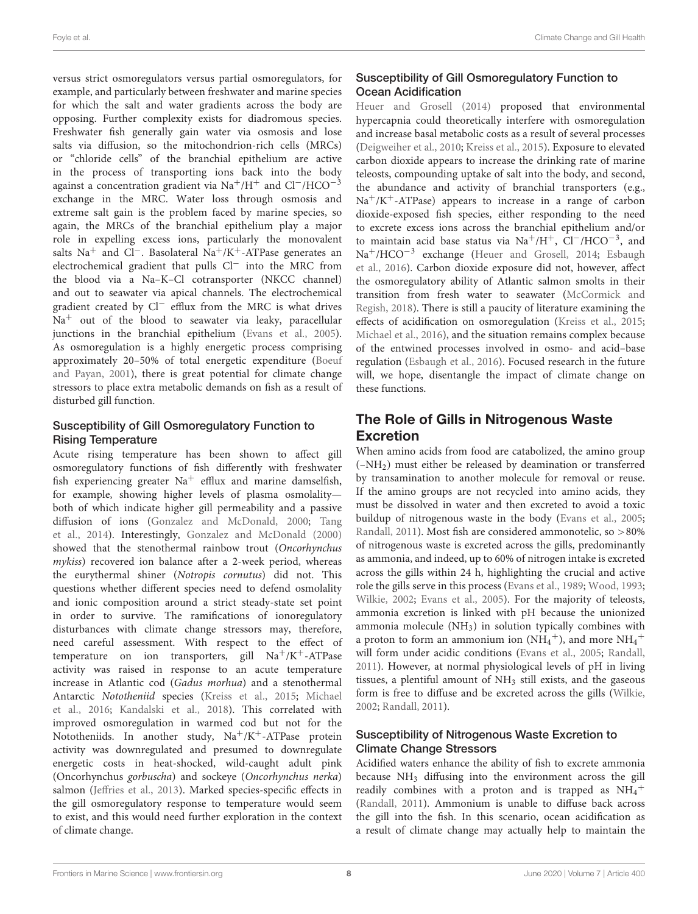versus strict osmoregulators versus partial osmoregulators, for example, and particularly between freshwater and marine species for which the salt and water gradients across the body are opposing. Further complexity exists for diadromous species. Freshwater fish generally gain water via osmosis and lose salts via diffusion, so the mitochondrion-rich cells (MRCs) or "chloride cells" of the branchial epithelium are active in the process of transporting ions back into the body against a concentration gradient via $Na^+/H^+$ and $Cl^-/HCO^{-3}$ exchange in the MRC. Water loss through osmosis and extreme salt gain is the problem faced by marine species, so again, the MRCs of the branchial epithelium play a major role in expelling excess ions, particularly the monovalent salts $Na^+$ and $Cl^-$. Basolateral $Na^+/K^+$-ATPase generates an electrochemical gradient that pulls $Cl^-$ into the MRC from the blood via a Na–K–Cl cotransporter (NKCC channel) and out to seawater via apical channels. The electrochemical gradient created by $Cl^-$ efflux from the MRC is what drives $Na^+$ out of the blood to seawater via leaky, paracellular junctions in the branchial epithelium (Evans et al., 2005). As osmoregulation is a highly energetic process comprising approximately 20–50% of total energetic expenditure (Boeuf and Payan, 2001), there is great potential for climate change stressors to place extra metabolic demands on fish as a result of disturbed gill function.

### Susceptibility of Gill Osmoregulatory Function to Rising Temperature

Acute rising temperature has been shown to affect gill osmoregulatory functions of fish differently with freshwater fish experiencing greater $Na^+$ efflux and marine damselfish, for example, showing higher levels of plasma osmolality—both of which indicate higher gill permeability and a passive diffusion of ions (Gonzalez and McDonald, 2000; Tang et al., 2014). Interestingly, Gonzalez and McDonald (2000) showed that the stenothermal rainbow trout (*Oncorhynchus mykiss*) recovered ion balance after a 2-week period, whereas the eurythermal shiner (*Notropis cornutus*) did not. This questions whether different species need to defend osmolality and ionic composition around a strict steady-state set point in order to survive. The ramifications of ionoregulatory disturbances with climate change stressors may, therefore, need careful assessment. With respect to the effect of temperature on ion transporters, gill $Na^+/K^+$-ATPase activity was raised in response to an acute temperature increase in Atlantic cod (*Gadus morhua*) and a stenothermal Antarctic *Nototheniid* species (Kreiss et al., 2015; Michael et al., 2016; Kandalski et al., 2018). This correlated with improved osmoregulation in warmed cod but not for the Nototheniids. In another study, $Na^+/K^+$-ATPase protein activity was downregulated and presumed to downregulate energetic costs in heat-shocked, wild-caught adult pink (Oncorhynchus *gorbuscha*) and sockeye (*Oncorhynchus nerka*) salmon (Jeffries et al., 2013). Marked species-specific effects in the gill osmoregulatory response to temperature would seem to exist, and this would need further exploration in the context of climate change.

### Susceptibility of Gill Osmoregulatory Function to Ocean Acidification

Heuer and Grosell (2014) proposed that environmental hypercapnia could theoretically interfere with osmoregulation and increase basal metabolic costs as a result of several processes (Deigweiher et al., 2010; Kreiss et al., 2015). Exposure to elevated carbon dioxide appears to increase the drinking rate of marine teleosts, compounding uptake of salt into the body, and second, the abundance and activity of branchial transporters (e.g., $Na^+/K^+$-ATPase) appears to increase in a range of carbon dioxide-exposed fish species, either responding to the need to excrete excess ions across the branchial epithelium and/or to maintain acid base status via $Na^+/H^+$, $Cl^-/HCO^{-3}$, and $Na^+/HCO^{-3}$ exchange (Heuer and Grosell, 2014; Esbaugh et al., 2016). Carbon dioxide exposure did not, however, affect the osmoregulatory ability of Atlantic salmon smolts in their transition from fresh water to seawater (McCormick and Regish, 2018). There is still a paucity of literature examining the effects of acidification on osmoregulation (Kreiss et al., 2015; Michael et al., 2016), and the situation remains complex because of the entwined processes involved in osmo- and acid–base regulation (Esbaugh et al., 2016). Focused research in the future will, we hope, disentangle the impact of climate change on these functions.

## The Role of Gills in Nitrogenous Waste Excretion

When amino acids from food are catabolized, the amino group ($-NH_2$) must either be released by deamination or transferred by transamination to another molecule for removal or reuse. If the amino groups are not recycled into amino acids, they must be dissolved in water and then excreted to avoid a toxic buildup of nitrogenous waste in the body (Evans et al., 2005; Randall, 2011). Most fish are considered ammonotelic, so >80% of nitrogenous waste is excreted across the gills, predominantly as ammonia, and indeed, up to 60% of nitrogen intake is excreted across the gills within 24 h, highlighting the crucial and active role the gills serve in this process (Evans et al., 1989; Wood, 1993; Wilkie, 2002; Evans et al., 2005). For the majority of teleosts, ammonia excretion is linked with pH because the unionized ammonia molecule ($NH_3$) in solution typically combines with a proton to form an ammonium ion ($NH_4^+$), and more $NH_4^+$ will form under acidic conditions (Evans et al., 2005; Randall, 2011). However, at normal physiological levels of pH in living tissues, a plentiful amount of $NH_3$ still exists, and the gaseous form is free to diffuse and be excreted across the gills (Wilkie, 2002; Randall, 2011).

### Susceptibility of Nitrogenous Waste Excretion to Climate Change Stressors

Acidified waters enhance the ability of fish to excrete ammonia because $NH_3$ diffusing into the environment across the gill readily combines with a proton and is trapped as $NH_4^+$ (Randall, 2011). Ammonium is unable to diffuse back across the gill into the fish. In this scenario, ocean acidification as a result of climate change may actually help to maintain the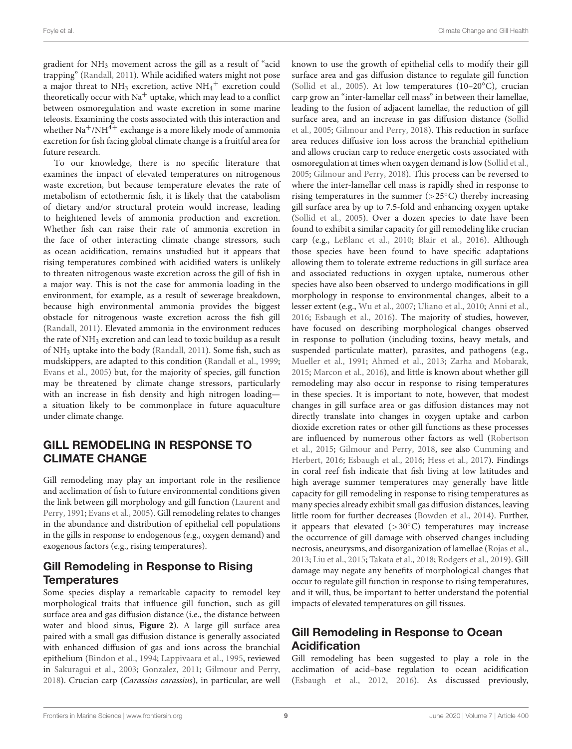gradient for $NH_3$ movement across the gill as a result of "acid trapping" (Randall, 2011). While acidified waters might not pose a major threat to $NH_3$ excretion, active $NH_4^+$ excretion could theoretically occur with $Na^+$ uptake, which may lead to a conflict between osmoregulation and waste excretion in some marine teleosts. Examining the costs associated with this interaction and whether $Na^+/NH^{4+}$ exchange is a more likely mode of ammonia excretion for fish facing global climate change is a fruitful area for future research.

To our knowledge, there is no specific literature that examines the impact of elevated temperatures on nitrogenous waste excretion, but because temperature elevates the rate of metabolism of ectothermic fish, it is likely that the catabolism of dietary and/or structural protein would increase, leading to heightened levels of ammonia production and excretion. Whether fish can raise their rate of ammonia excretion in the face of other interacting climate change stressors, such as ocean acidification, remains unstudied but it appears that rising temperatures combined with acidified waters is unlikely to threaten nitrogenous waste excretion across the gill of fish in a major way. This is not the case for ammonia loading in the environment, for example, as a result of sewerage breakdown, because high environmental ammonia provides the biggest obstacle for nitrogenous waste excretion across the fish gill (Randall, 2011). Elevated ammonia in the environment reduces the rate of $NH_3$ excretion and can lead to toxic buildup as a result of $NH_3$ uptake into the body (Randall, 2011). Some fish, such as mudskippers, are adapted to this condition (Randall et al., 1999; Evans et al., 2005) but, for the majority of species, gill function may be threatened by climate change stressors, particularly with an increase in fish density and high nitrogen loading—a situation likely to be commonplace in future aquaculture under climate change.

## GILL REMODELING IN RESPONSE TO CLIMATE CHANGE

Gill remodeling may play an important role in the resilience and acclimation of fish to future environmental conditions given the link between gill morphology and gill function (Laurent and Perry, 1991; Evans et al., 2005). Gill remodeling relates to changes in the abundance and distribution of epithelial cell populations in the gills in response to endogenous (e.g., oxygen demand) and exogenous factors (e.g., rising temperatures).

### Gill Remodeling in Response to Rising Temperatures

Some species display a remarkable capacity to remodel key morphological traits that influence gill function, such as gill surface area and gas diffusion distance (i.e., the distance between water and blood sinus, **Figure 2**). A large gill surface area paired with a small gas diffusion distance is generally associated with enhanced diffusion of gas and ions across the branchial epithelium (Bindon et al., 1994; Lappivaara et al., 1995, reviewed in Sakuragui et al., 2003; Gonzalez, 2011; Gilmour and Perry, 2018). Crucian carp (*Carassius carassius*), in particular, are well known to use the growth of epithelial cells to modify their gill surface area and gas diffusion distance to regulate gill function (Sollid et al., 2005). At low temperatures (10–20°C), crucian carp grow an "inter-lamellar cell mass" in between their lamellae, leading to the fusion of adjacent lamellae, the reduction of gill surface area, and an increase in gas diffusion distance (Sollid et al., 2005; Gilmour and Perry, 2018). This reduction in surface area reduces diffusive ion loss across the branchial epithelium and allows crucian carp to reduce energetic costs associated with osmoregulation at times when oxygen demand is low (Sollid et al., 2005; Gilmour and Perry, 2018). This process can be reversed to where the inter-lamellar cell mass is rapidly shed in response to rising temperatures in the summer (>25°C) thereby increasing gill surface area by up to 7.5-fold and enhancing oxygen uptake (Sollid et al., 2005). Over a dozen species to date have been found to exhibit a similar capacity for gill remodeling like crucian carp (e.g., LeBlanc et al., 2010; Blair et al., 2016). Although those species have been found to have specific adaptations allowing them to tolerate extreme reductions in gill surface area and associated reductions in oxygen uptake, numerous other species have also been observed to undergo modifications in gill morphology in response to environmental changes, albeit to a lesser extent (e.g., Wu et al., 2007; Uliano et al., 2010; Anni et al., 2016; Esbaugh et al., 2016). The majority of studies, however, have focused on describing morphological changes observed in response to pollution (including toxins, heavy metals, and suspended particulate matter), parasites, and pathogens (e.g., Mueller et al., 1991; Ahmed et al., 2013; Zarha and Mobarak, 2015; Marcon et al., 2016), and little is known about whether gill remodeling may also occur in response to rising temperatures in these species. It is important to note, however, that modest changes in gill surface area or gas diffusion distances may not directly translate into changes in oxygen uptake and carbon dioxide excretion rates or other gill functions as these processes are influenced by numerous other factors as well (Robertson et al., 2015; Gilmour and Perry, 2018, see also Cumming and Herbert, 2016; Esbaugh et al., 2016; Hess et al., 2017). Findings in coral reef fish indicate that fish living at low latitudes and high average summer temperatures may generally have little capacity for gill remodeling in response to rising temperatures as many species already exhibit small gas diffusion distances, leaving little room for further decreases (Bowden et al., 2014). Further, it appears that elevated (>30°C) temperatures may increase the occurrence of gill damage with observed changes including necrosis, aneurysms, and disorganization of lamellae (Rojas et al., 2013; Liu et al., 2015; Takata et al., 2018; Rodgers et al., 2019). Gill damage may negate any benefits of morphological changes that occur to regulate gill function in response to rising temperatures, and it will, thus, be important to better understand the potential impacts of elevated temperatures on gill tissues.

### Gill Remodeling in Response to Ocean Acidification

Gill remodeling has been suggested to play a role in the acclimation of acid–base regulation to ocean acidification (Esbaugh et al., 2012, 2016). As discussed previously,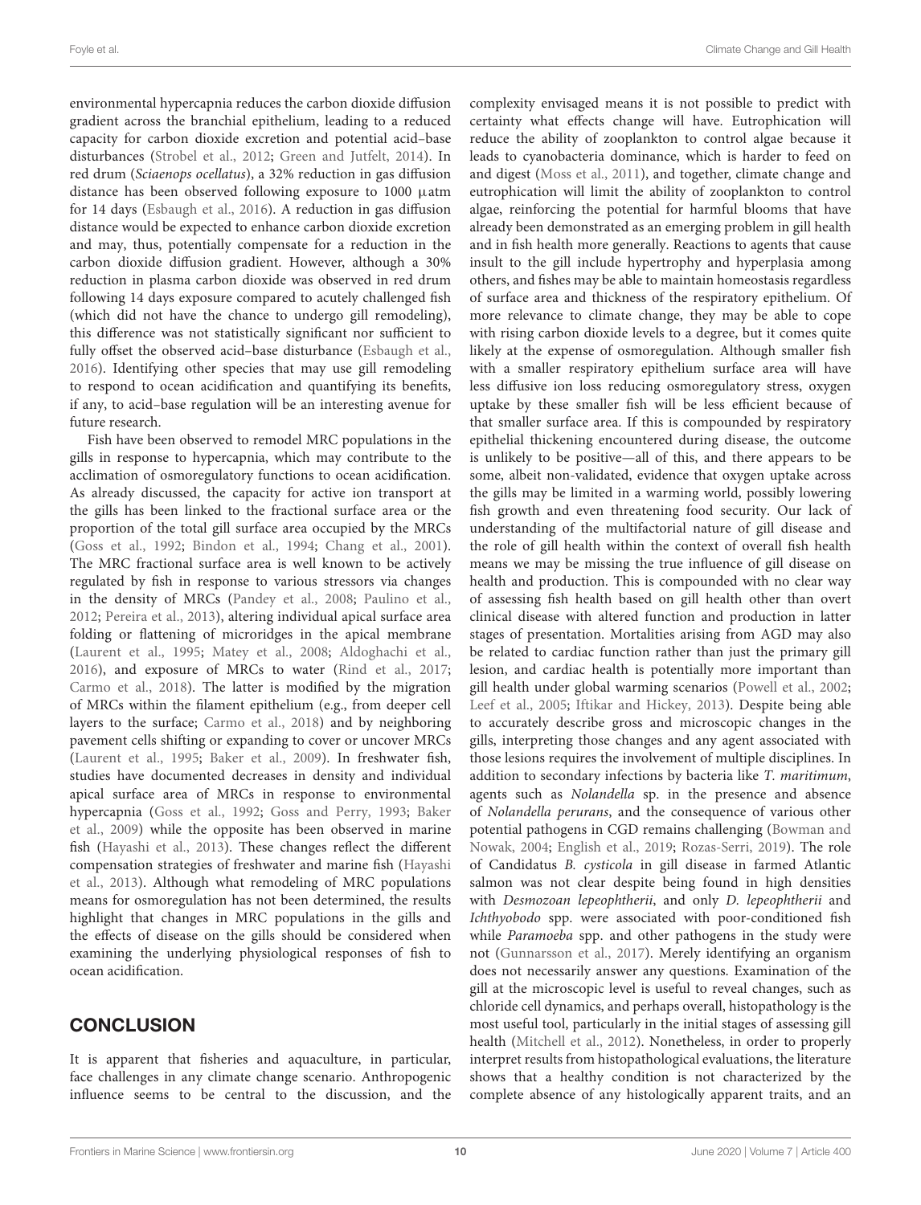environmental hypercapnia reduces the carbon dioxide diffusion gradient across the branchial epithelium, leading to a reduced capacity for carbon dioxide excretion and potential acid–base disturbances (Strobel et al., 2012; Green and Jutfelt, 2014). In red drum (*Sciaenops ocellatus*), a 32% reduction in gas diffusion distance has been observed following exposure to 1000 μatm for 14 days (Esbaugh et al., 2016). A reduction in gas diffusion distance would be expected to enhance carbon dioxide excretion and may, thus, potentially compensate for a reduction in the carbon dioxide diffusion gradient. However, although a 30% reduction in plasma carbon dioxide was observed in red drum following 14 days exposure compared to acutely challenged fish (which did not have the chance to undergo gill remodeling), this difference was not statistically significant nor sufficient to fully offset the observed acid–base disturbance (Esbaugh et al., 2016). Identifying other species that may use gill remodeling to respond to ocean acidification and quantifying its benefits, if any, to acid–base regulation will be an interesting avenue for future research.

Fish have been observed to remodel MRC populations in the gills in response to hypercapnia, which may contribute to the acclimation of osmoregulatory functions to ocean acidification. As already discussed, the capacity for active ion transport at the gills has been linked to the fractional surface area or the proportion of the total gill surface area occupied by the MRCs (Goss et al., 1992; Bindon et al., 1994; Chang et al., 2001). The MRC fractional surface area is well known to be actively regulated by fish in response to various stressors via changes in the density of MRCs (Pandey et al., 2008; Paulino et al., 2012; Pereira et al., 2013), altering individual apical surface area folding or flattening of microridges in the apical membrane (Laurent et al., 1995; Matey et al., 2008; Aldoghachi et al., 2016), and exposure of MRCs to water (Rind et al., 2017; Carmo et al., 2018). The latter is modified by the migration of MRCs within the filament epithelium (e.g., from deeper cell layers to the surface; Carmo et al., 2018) and by neighboring pavement cells shifting or expanding to cover or uncover MRCs (Laurent et al., 1995; Baker et al., 2009). In freshwater fish, studies have documented decreases in density and individual apical surface area of MRCs in response to environmental hypercapnia (Goss et al., 1992; Goss and Perry, 1993; Baker et al., 2009) while the opposite has been observed in marine fish (Hayashi et al., 2013). These changes reflect the different compensation strategies of freshwater and marine fish (Hayashi et al., 2013). Although what remodeling of MRC populations means for osmoregulation has not been determined, the results highlight that changes in MRC populations in the gills and the effects of disease on the gills should be considered when examining the underlying physiological responses of fish to ocean acidification.

## CONCLUSION

It is apparent that fisheries and aquaculture, in particular, face challenges in any climate change scenario. Anthropogenic influence seems to be central to the discussion, and the complexity envisaged means it is not possible to predict with certainty what effects change will have. Eutrophication will reduce the ability of zooplankton to control algae because it leads to cyanobacteria dominance, which is harder to feed on and digest (Moss et al., 2011), and together, climate change and eutrophication will limit the ability of zooplankton to control algae, reinforcing the potential for harmful blooms that have already been demonstrated as an emerging problem in gill health and in fish health more generally. Reactions to agents that cause insult to the gill include hypertrophy and hyperplasia among others, and fishes may be able to maintain homeostasis regardless of surface area and thickness of the respiratory epithelium. Of more relevance to climate change, they may be able to cope with rising carbon dioxide levels to a degree, but it comes quite likely at the expense of osmoregulation. Although smaller fish with a smaller respiratory epithelium surface area will have less diffusive ion loss reducing osmoregulatory stress, oxygen uptake by these smaller fish will be less efficient because of that smaller surface area. If this is compounded by respiratory epithelial thickening encountered during disease, the outcome is unlikely to be positive—all of this, and there appears to be some, albeit non-validated, evidence that oxygen uptake across the gills may be limited in a warming world, possibly lowering fish growth and even threatening food security. Our lack of understanding of the multifactorial nature of gill disease and the role of gill health within the context of overall fish health means we may be missing the true influence of gill disease on health and production. This is compounded with no clear way of assessing fish health based on gill health other than overt clinical disease with altered function and production in latter stages of presentation. Mortalities arising from AGD may also be related to cardiac function rather than just the primary gill lesion, and cardiac health is potentially more important than gill health under global warming scenarios (Powell et al., 2002; Leef et al., 2005; Iftikar and Hickey, 2013). Despite being able to accurately describe gross and microscopic changes in the gills, interpreting those changes and any agent associated with those lesions requires the involvement of multiple disciplines. In addition to secondary infections by bacteria like *T. maritimum*, agents such as *Nolandella* sp. in the presence and absence of *Nolandella perurans*, and the consequence of various other potential pathogens in CGD remains challenging (Bowman and Nowak, 2004; English et al., 2019; Rozas-Serri, 2019). The role of Candidatus *B. cysticola* in gill disease in farmed Atlantic salmon was not clear despite being found in high densities with *Desmozoan lepeophtherii*, and only *D. lepeophtherii* and *Ichthyobodo* spp. were associated with poor-conditioned fish while *Paramoeba* spp. and other pathogens in the study were not (Gunnarsson et al., 2017). Merely identifying an organism does not necessarily answer any questions. Examination of the gill at the microscopic level is useful to reveal changes, such as chloride cell dynamics, and perhaps overall, histopathology is the most useful tool, particularly in the initial stages of assessing gill health (Mitchell et al., 2012). Nonetheless, in order to properly interpret results from histopathological evaluations, the literature shows that a healthy condition is not characterized by the complete absence of any histologically apparent traits, and an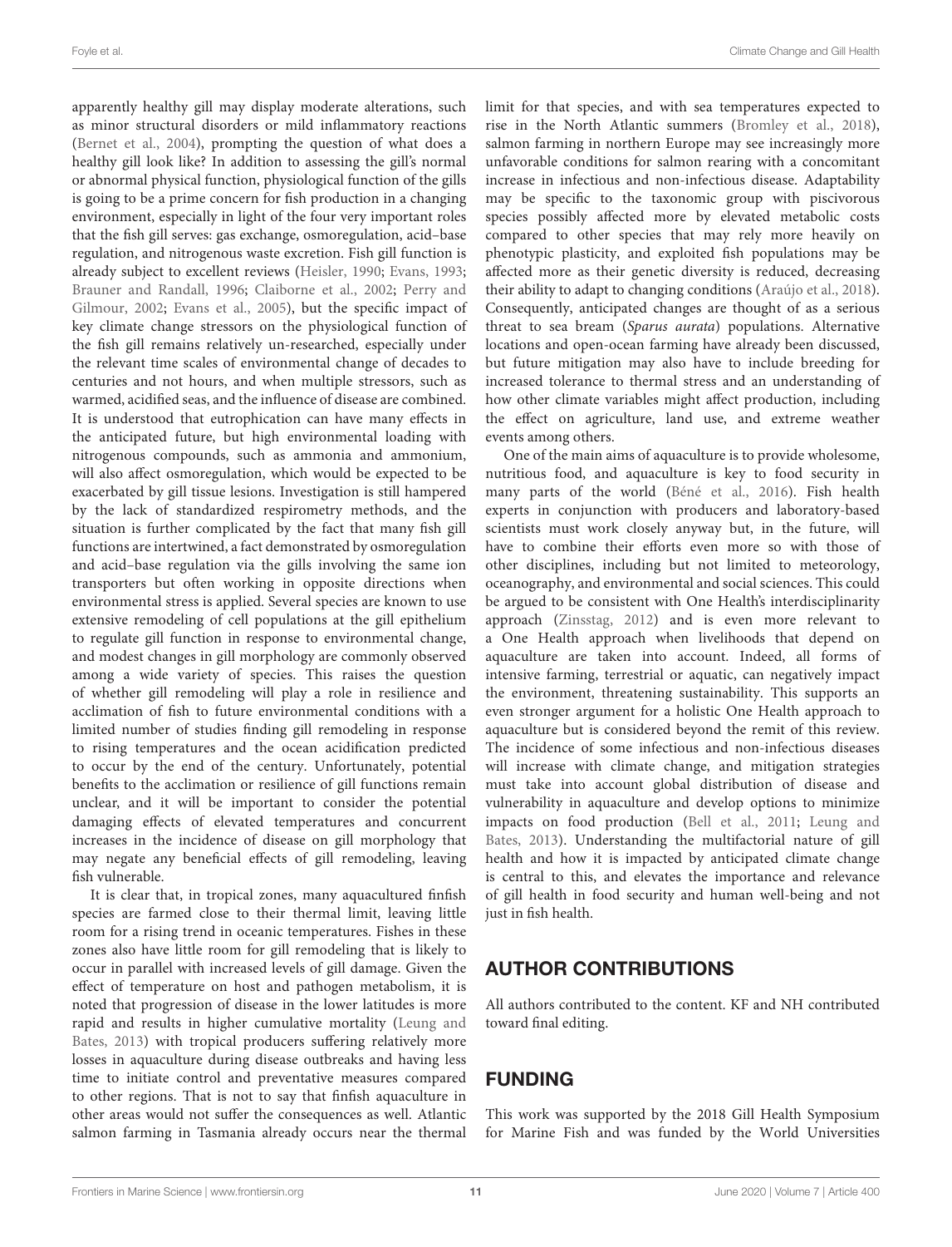apparently healthy gill may display moderate alterations, such as minor structural disorders or mild inflammatory reactions (Bernet et al., 2004), prompting the question of what does a healthy gill look like? In addition to assessing the gill's normal or abnormal physical function, physiological function of the gills is going to be a prime concern for fish production in a changing environment, especially in light of the four very important roles that the fish gill serves: gas exchange, osmoregulation, acid–base regulation, and nitrogenous waste excretion. Fish gill function is already subject to excellent reviews (Heisler, 1990; Evans, 1993; Brauner and Randall, 1996; Claiborne et al., 2002; Perry and Gilmour, 2002; Evans et al., 2005), but the specific impact of key climate change stressors on the physiological function of the fish gill remains relatively un-researched, especially under the relevant time scales of environmental change of decades to centuries and not hours, and when multiple stressors, such as warmed, acidified seas, and the influence of disease are combined. It is understood that eutrophication can have many effects in the anticipated future, but high environmental loading with nitrogenous compounds, such as ammonia and ammonium, will also affect osmoregulation, which would be expected to be exacerbated by gill tissue lesions. Investigation is still hampered by the lack of standardized respirometry methods, and the situation is further complicated by the fact that many fish gill functions are intertwined, a fact demonstrated by osmoregulation and acid–base regulation via the gills involving the same ion transporters but often working in opposite directions when environmental stress is applied. Several species are known to use extensive remodeling of cell populations at the gill epithelium to regulate gill function in response to environmental change, and modest changes in gill morphology are commonly observed among a wide variety of species. This raises the question of whether gill remodeling will play a role in resilience and acclimation of fish to future environmental conditions with a limited number of studies finding gill remodeling in response to rising temperatures and the ocean acidification predicted to occur by the end of the century. Unfortunately, potential benefits to the acclimation or resilience of gill functions remain unclear, and it will be important to consider the potential damaging effects of elevated temperatures and concurrent increases in the incidence of disease on gill morphology that may negate any beneficial effects of gill remodeling, leaving fish vulnerable.

It is clear that, in tropical zones, many aquacultured finfish species are farmed close to their thermal limit, leaving little room for a rising trend in oceanic temperatures. Fishes in these zones also have little room for gill remodeling that is likely to occur in parallel with increased levels of gill damage. Given the effect of temperature on host and pathogen metabolism, it is noted that progression of disease in the lower latitudes is more rapid and results in higher cumulative mortality (Leung and Bates, 2013) with tropical producers suffering relatively more losses in aquaculture during disease outbreaks and having less time to initiate control and preventative measures compared to other regions. That is not to say that finfish aquaculture in other areas would not suffer the consequences as well. Atlantic salmon farming in Tasmania already occurs near the thermal limit for that species, and with sea temperatures expected to rise in the North Atlantic summers (Bromley et al., 2018), salmon farming in northern Europe may see increasingly more unfavorable conditions for salmon rearing with a concomitant increase in infectious and non-infectious disease. Adaptability may be specific to the taxonomic group with piscivorous species possibly affected more by elevated metabolic costs compared to other species that may rely more heavily on phenotypic plasticity, and exploited fish populations may be affected more as their genetic diversity is reduced, decreasing their ability to adapt to changing conditions (Araújo et al., 2018). Consequently, anticipated changes are thought of as a serious threat to sea bream (*Sparus aurata*) populations. Alternative locations and open-ocean farming have already been discussed, but future mitigation may also have to include breeding for increased tolerance to thermal stress and an understanding of how other climate variables might affect production, including the effect on agriculture, land use, and extreme weather events among others.

One of the main aims of aquaculture is to provide wholesome, nutritious food, and aquaculture is key to food security in many parts of the world (Béné et al., 2016). Fish health experts in conjunction with producers and laboratory-based scientists must work closely anyway but, in the future, will have to combine their efforts even more so with those of other disciplines, including but not limited to meteorology, oceanography, and environmental and social sciences. This could be argued to be consistent with One Health's interdisciplinarity approach (Zinsstag, 2012) and is even more relevant to a One Health approach when livelihoods that depend on aquaculture are taken into account. Indeed, all forms of intensive farming, terrestrial or aquatic, can negatively impact the environment, threatening sustainability. This supports an even stronger argument for a holistic One Health approach to aquaculture but is considered beyond the remit of this review. The incidence of some infectious and non-infectious diseases will increase with climate change, and mitigation strategies must take into account global distribution of disease and vulnerability in aquaculture and develop options to minimize impacts on food production (Bell et al., 2011; Leung and Bates, 2013). Understanding the multifactorial nature of gill health and how it is impacted by anticipated climate change is central to this, and elevates the importance and relevance of gill health in food security and human well-being and not just in fish health.

## AUTHOR CONTRIBUTIONS

All authors contributed to the content. KF and NH contributed toward final editing.

## FUNDING

This work was supported by the 2018 Gill Health Symposium for Marine Fish and was funded by the World Universities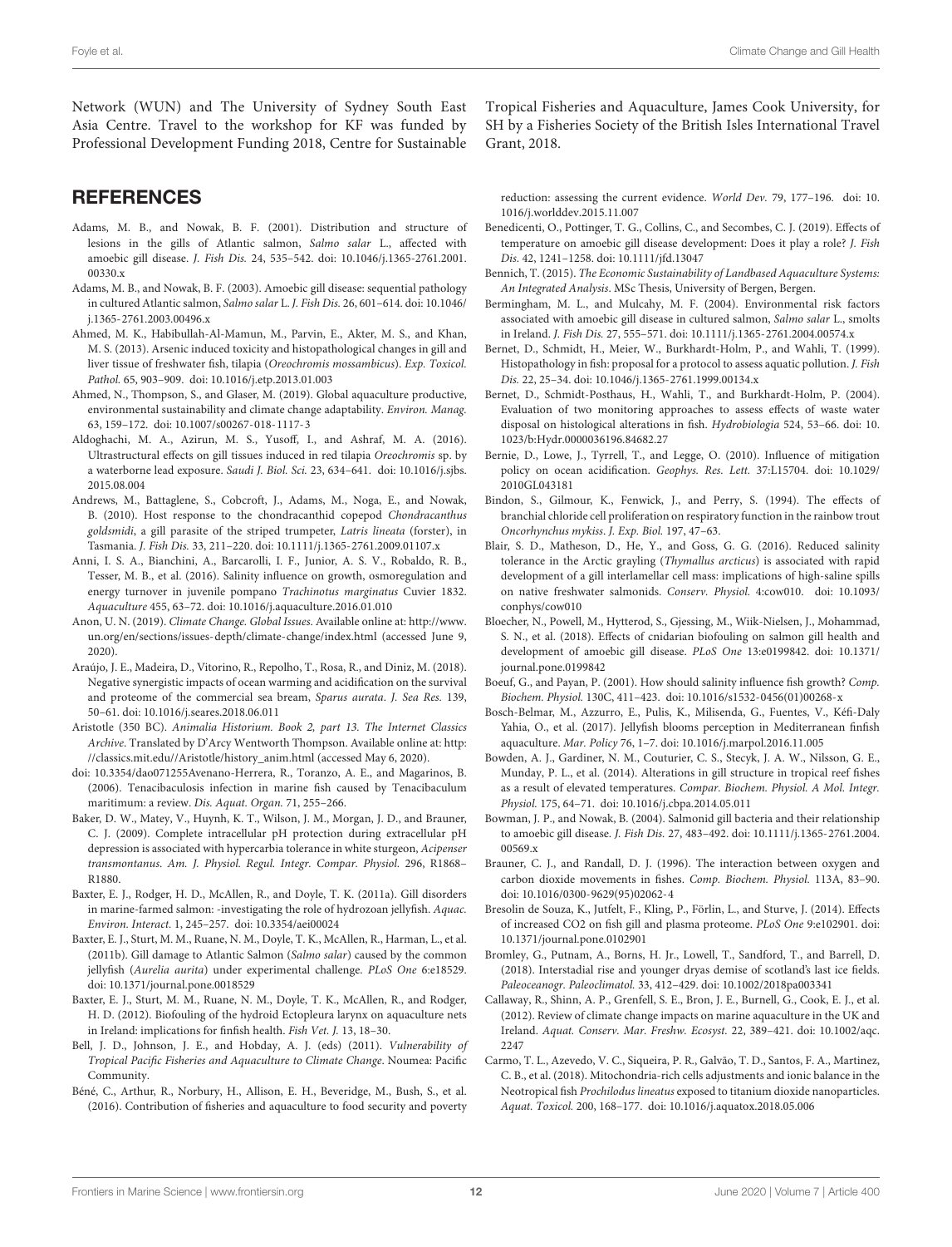Network (WUN) and The University of Sydney South East Asia Centre. Travel to the workshop for KF was funded by Professional Development Funding 2018, Centre for Sustainable Tropical Fisheries and Aquaculture, James Cook University, for SH by a Fisheries Society of the British Isles International Travel Grant, 2018.

## REFERENCES

Adams, M. B., and Nowak, B. F. (2001). Distribution and structure of lesions in the gills of Atlantic salmon, *Salmo salar* L., affected with amoebic gill disease. *J. Fish Dis.* 24, 535–542. doi: 10.1046/j.1365-2761.2001.00330.x

Adams, M. B., and Nowak, B. F. (2003). Amoebic gill disease: sequential pathology in cultured Atlantic salmon, *Salmo salar* L. *J. Fish Dis.* 26, 601–614. doi: 10.1046/j.1365-2761.2003.00496.x

Ahmed, M. K., Habibullah-Al-Mamun, M., Parvin, E., Akter, M. S., and Khan, M. S. (2013). Arsenic induced toxicity and histopathological changes in gill and liver tissue of freshwater fish, tilapia (*Oreochromis mossambicus*). *Exp. Toxicol. Pathol.* 65, 903–909. doi: 10.1016/j.etp.2013.01.003

Ahmed, N., Thompson, S., and Glaser, M. (2019). Global aquaculture productive, environmental sustainability and climate change adaptability. *Environ. Manag.* 63, 159–172. doi: 10.1007/s00267-018-1117-3

Aldoghachi, M. A., Azirun, M. S., Yusoff, I., and Ashraf, M. A. (2016). Ultrastructural effects on gill tissues induced in red tilapia *Oreochromis* sp. by a waterborne lead exposure. *Saudi J. Biol. Sci.* 23, 634–641. doi: 10.1016/j.sjbs.2015.08.004

Andrews, M., Battaglene, S., Cobcroft, J., Adams, M., Noga, E., and Nowak, B. (2010). Host response to the chondracanthid copepod *Chondracanthus goldsmidi*, a gill parasite of the striped trumpeter, *Latris lineata* (forster), in Tasmania. *J. Fish Dis.* 33, 211–220. doi: 10.1111/j.1365-2761.2009.01107.x

Anni, I. S. A., Bianchini, A., Barcarolli, I. F., Junior, A. S. V., Robaldo, R. B., Tesser, M. B., et al. (2016). Salinity influence on growth, osmoregulation and energy turnover in juvenile pompano *Trachinotus marginatus* Cuvier 1832. *Aquaculture* 455, 63–72. doi: 10.1016/j.aquaculture.2016.01.010

Anon, U. N. (2019). *Climate Change. Global Issues*. Available online at: http://www.un.org/en/sections/issues-depth/climate-change/index.html (accessed June 9, 2020).

Araújo, J. E., Madeira, D., Vitorino, R., Repolho, T., Rosa, R., and Diniz, M. (2018). Negative synergistic impacts of ocean warming and acidification on the survival and proteome of the commercial sea bream, *Sparus aurata*. *J. Sea Res.* 139, 50–61. doi: 10.1016/j.seares.2018.06.011

Aristotle (350 BC). *Animalia Historium. Book 2, part 13. The Internet Classics Archive*. Translated by D'Arcy Wentworth Thompson. Available online at: http://classics.mit.edu//Aristotle/history_anim.html (accessed May 6, 2020).

doi: 10.3354/dao071255Avenano-Herrera, R., Toranzo, A. E., and Magarinos, B. (2006). Tenacibaculosis infection in marine fish caused by Tenacibaculum maritimum: a review. *Dis. Aquat. Organ.* 71, 255–266.

Baker, D. W., Matey, V., Huynh, K. T., Wilson, J. M., Morgan, J. D., and Brauner, C. J. (2009). Complete intracellular pH protection during extracellular pH depression is associated with hypercarbia tolerance in white sturgeon, *Acipenser transmontanus*. *Am. J. Physiol. Regul. Integr. Compar. Physiol.* 296, R1868–R1880.

Baxter, E. J., Rodger, H. D., McAllen, R., and Doyle, T. K. (2011a). Gill disorders in marine-farmed salmon: -investigating the role of hydrozoan jellyfish. *Aquac. Environ. Interact.* 1, 245–257. doi: 10.3354/aei00024

Baxter, E. J., Sturt, M. M., Ruane, N. M., Doyle, T. K., McAllen, R., Harman, L., et al. (2011b). Gill damage to Atlantic Salmon (*Salmo salar*) caused by the common jellyfish (*Aurelia aurita*) under experimental challenge. *PLoS One* 6:e18529. doi: 10.1371/journal.pone.0018529

Baxter, E. J., Sturt, M. M., Ruane, N. M., Doyle, T. K., McAllen, R., and Rodger, H. D. (2012). Biofouling of the hydroid Ectopleura larynx on aquaculture nets in Ireland: implications for finfish health. *Fish Vet. J.* 13, 18–30.

Bell, J. D., Johnson, J. E., and Hobday, A. J. (eds) (2011). *Vulnerability of Tropical Pacific Fisheries and Aquaculture to Climate Change*. Noumea: Pacific Community.

Béné, C., Arthur, R., Norbury, H., Allison, E. H., Beveridge, M., Bush, S., et al. (2016). Contribution of fisheries and aquaculture to food security and poverty reduction: assessing the current evidence. *World Dev.* 79, 177–196. doi: 10.1016/j.worlddev.2015.11.007

Benedicenti, O., Pottinger, T. G., Collins, C., and Secombes, C. J. (2019). Effects of temperature on amoebic gill disease development: Does it play a role? *J. Fish Dis.* 42, 1241–1258. doi: 10.1111/jfd.13047

Bennich, T. (2015). *The Economic Sustainability of Landbased Aquaculture Systems: An Integrated Analysis*. MSc Thesis, University of Bergen, Bergen.

Bermingham, M. L., and Mulcahy, M. F. (2004). Environmental risk factors associated with amoebic gill disease in cultured salmon, *Salmo salar* L., smolts in Ireland. *J. Fish Dis.* 27, 555–571. doi: 10.1111/j.1365-2761.2004.00574.x

Bernet, D., Schmidt, H., Meier, W., Burkhardt-Holm, P., and Wahli, T. (1999). Histopathology in fish: proposal for a protocol to assess aquatic pollution. *J. Fish Dis.* 22, 25–34. doi: 10.1046/j.1365-2761.1999.00134.x

Bernet, D., Schmidt-Posthaus, H., Wahli, T., and Burkhardt-Holm, P. (2004). Evaluation of two monitoring approaches to assess effects of waste water disposal on histological alterations in fish. *Hydrobiologia* 524, 53–66. doi: 10.1023/b:Hydr.0000036196.84682.27

Bernie, D., Lowe, J., Tyrrell, T., and Legge, O. (2010). Influence of mitigation policy on ocean acidification. *Geophys. Res. Lett.* 37:L15704. doi: 10.1029/2010GL043181

Bindon, S., Gilmour, K., Fenwick, J., and Perry, S. (1994). The effects of branchial chloride cell proliferation on respiratory function in the rainbow trout *Oncorhynchus mykiss*. *J. Exp. Biol.* 197, 47–63.

Blair, S. D., Matheson, D., He, Y., and Goss, G. G. (2016). Reduced salinity tolerance in the Arctic grayling (*Thymallus arcticus*) is associated with rapid development of a gill interlamellar cell mass: implications of high-saline spills on native freshwater salmonids. *Conserv. Physiol.* 4:cow010. doi: 10.1093/conphys/cow010

Bloecher, N., Powell, M., Hytterod, S., Gjessing, M., Wiik-Nielsen, J., Mohammad, S. N., et al. (2018). Effects of cnidarian biofouling on salmon gill health and development of amoebic gill disease. *PLoS One* 13:e0199842. doi: 10.1371/journal.pone.0199842

Boeuf, G., and Payan, P. (2001). How should salinity influence fish growth? *Comp. Biochem. Physiol.* 130C, 411–423. doi: 10.1016/s1532-0456(01)00268-x

Bosch-Belmar, M., Azzurro, E., Pulis, K., Milisenda, G., Fuentes, V., Kéfi-Daly Yahia, O., et al. (2017). Jellyfish blooms perception in Mediterranean finfish aquaculture. *Mar. Policy* 76, 1–7. doi: 10.1016/j.marpol.2016.11.005

Bowden, A. J., Gardiner, N. M., Couturier, C. S., Stecyk, J. A. W., Nilsson, G. E., Munday, P. L., et al. (2014). Alterations in gill structure in tropical reef fishes as a result of elevated temperatures. *Compar. Biochem. Physiol. A Mol. Integr. Physiol.* 175, 64–71. doi: 10.1016/j.cbpa.2014.05.011

Bowman, J. P., and Nowak, B. (2004). Salmonid gill bacteria and their relationship to amoebic gill disease. *J. Fish Dis.* 27, 483–492. doi: 10.1111/j.1365-2761.2004.00569.x

Brauner, C. J., and Randall, D. J. (1996). The interaction between oxygen and carbon dioxide movements in fishes. *Comp. Biochem. Physiol.* 113A, 83–90. doi: 10.1016/0300-9629(95)02062-4

Bresolin de Souza, K., Jutfelt, F., Kling, P., Förlin, L., and Sturve, J. (2014). Effects of increased CO2 on fish gill and plasma proteome. *PLoS One* 9:e102901. doi: 10.1371/journal.pone.0102901

Bromley, G., Putnam, A., Borns, H. Jr., Lowell, T., Sandford, T., and Barrell, D. (2018). Interstadial rise and younger dryas demise of scotland's last ice fields. *Paleoceanogr. Paleoclimatol.* 33, 412–429. doi: 10.1002/2018pa003341

Callaway, R., Shinn, A. P., Grenfell, S. E., Bron, J. E., Burnell, G., Cook, E. J., et al. (2012). Review of climate change impacts on marine aquaculture in the UK and Ireland. *Aquat. Conserv. Mar. Freshw. Ecosyst.* 22, 389–421. doi: 10.1002/aqc.2247

Carmo, T. L., Azevedo, V. C., Siqueira, P. R., Galvão, T. D., Santos, F. A., Martinez, C. B., et al. (2018). Mitochondria-rich cells adjustments and ionic balance in the Neotropical fish *Prochilodus lineatus* exposed to titanium dioxide nanoparticles. *Aquat. Toxicol.* 200, 168–177. doi: 10.1016/j.aquatox.2018.05.006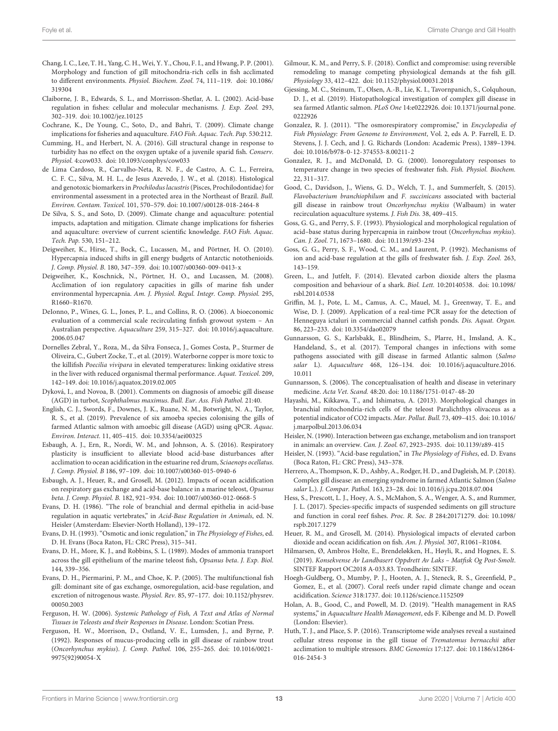Chang, I. C., Lee, T. H., Yang, C. H., Wei, Y. Y., Chou, F. I., and Hwang, P. P. (2001). Morphology and function of gill mitochondria-rich cells in fish acclimated to different environments. *Physiol. Biochem. Zool.* 74, 111–119. doi: 10.1086/319304

Claiborne, J. B., Edwards, S. L., and Morrisson-Shetlar, A. L. (2002). Acid-base regulation in fishes: cellular and molecular mechanisms. *J. Exp. Zool.* 293, 302–319. doi: 10.1002/jez.10125

Cochrane, K., De Young, C., Soto, D., and Bahri, T. (2009). Climate change implications for fisheries and aquaculture. *FAO Fish. Aquac. Tech. Pap.* 530:212.

Cumming, H., and Herbert, N. A. (2016). Gill structural change in response to turbidity has no effect on the oxygen uptake of a juvenile sparid fish. *Conserv. Physiol.* 4:cow033. doi: 10.1093/conphys/cow033

de Lima Cardoso, R., Carvalho-Neta, R. N. F., de Castro, A. C. L., Ferreira, C. F. C., Silva, M. H. L., de Jesus Azevedo, J. W., et al. (2018). Histological and genotoxic biomarkers in *Prochilodus lacustris* (Pisces, Prochilodontidae) for environmental assessment in a protected area in the Northeast of Brazil. *Bull. Environ. Contam. Toxicol.* 101, 570–579. doi: 10.1007/s00128-018-2464-8

De Silva, S. S., and Soto, D. (2009). Climate change and aquaculture: potential impacts, adaptation and mitigation. Climate change implications for fisheries and aquaculture: overview of current scientific knowledge. *FAO Fish. Aquac. Tech. Pap.* 530, 151–212.

Deigweiher, K., Hirse, T., Bock, C., Lucassen, M., and Pörtner, H. O. (2010). Hypercapnia induced shifts in gill energy budgets of Antarctic notothenioids. *J. Comp. Physiol. B.* 180, 347–359. doi: 10.1007/s00360-009-0413-x

Deigweiher, K., Koschnick, N., Pörtner, H. O., and Lucassen, M. (2008). Acclimation of ion regulatory capacities in gills of marine fish under environmental hypercapnia. *Am. J. Physiol. Regul. Integr. Comp. Physiol.* 295, R1660–R1670.

DeIonno, P., Wines, G. L., Jones, P. L., and Collins, R. O. (2006). A bioeconomic evaluation of a commercial scale recirculating finfish growout system – An Australian perspective. *Aquaculture* 259, 315–327. doi: 10.1016/j.aquaculture.2006.05.047

Dornelles Zebral, Y., Roza, M., da Silva Fonseca, J., Gomes Costa, P., Sturmer de Oliveira, C., Gubert Zocke, T., et al. (2019). Waterborne copper is more toxic to the killifish *Poecilia vivipara* in elevated temperatures: linking oxidative stress in the liver with reduced organismal thermal performance. *Aquat. Toxicol.* 209, 142–149. doi: 10.1016/j.aquatox.2019.02.005

Dyková, I., and Novoa, B. (2001). Comments on diagnosis of amoebic gill disease (AGD) in turbot, *Scophthalmus maximus*. *Bull. Eur. Ass. Fish Pathol.* 21:40.

English, C. J., Swords, F., Downes, J. K., Ruane, N. M., Botwright, N. A., Taylor, R. S., et al. (2019). Prevalence of six amoeba species colonising the gills of farmed Atlantic salmon with amoebic gill disease (AGD) using qPCR. *Aquac. Environ. Interact.* 11, 405–415. doi: 10.3354/aei00325

Esbaugh, A. J., Ern, R., Nordi, W. M., and Johnson, A. S. (2016). Respiratory plasticity is insufficient to alleviate blood acid-base disturbances after acclimation to ocean acidification in the estuarine red drum, *Sciaenops ocellatus*. *J. Comp. Physiol. B* 186, 97–109. doi: 10.1007/s00360-015-0940-6

Esbaugh, A. J., Heuer, R., and Grosell, M. (2012). Impacts of ocean acidification on respiratory gas exchange and acid-base balance in a marine teleost, *Opsanus beta*. *J. Comp. Physiol. B.* 182, 921–934. doi: 10.1007/s00360-012-0668-5

Evans, D. H. (1986). "The role of branchial and dermal epithelia in acid-base regulation in aquatic vertebrates," in *Acid-Base Regulation in Animals*, ed. N. Heisler (Amsterdam: Elsevier-North Holland), 139–172.

Evans, D. H. (1993). "Osmotic and ionic regulation," in *The Physiology of Fishes*, ed. D. H. Evans (Boca Raton, FL: CRC Press), 315–341.

Evans, D. H., More, K. J., and Robbins, S. L. (1989). Modes of ammonia transport across the gill epithelium of the marine teleost fish, *Opsanus beta*. *J. Exp. Biol.* 144, 339–356.

Evans, D. H., Piermarini, P. M., and Choe, K. P. (2005). The multifunctional fish gill: dominant site of gas exchange, osmoregulation, acid-base regulation, and excretion of nitrogenous waste. *Physiol. Rev.* 85, 97–177. doi: 10.1152/physrev.00050.2003

Ferguson, H. W. (2006). *Systemic Pathology of Fish, A Text and Atlas of Normal Tissues in Teleosts and their Responses in Disease*. London: Scotian Press.

Ferguson, H. W., Morrison, D., Ostland, V. E., Lumsden, J., and Byrne, P. (1992). Responses of mucus-producing cells in gill disease of rainbow trout (*Oncorhynchus mykiss*). *J. Comp. Pathol.* 106, 255–265. doi: 10.1016/0021-9975(92)90054-X

Gilmour, K. M., and Perry, S. F. (2018). Conflict and compromise: using reversible remodeling to manage competing physiological demands at the fish gill. *Physiology* 33, 412–422. doi: 10.1152/physiol.00031.2018

Gjessing, M. C., Steinum, T., Olsen, A.-B., Lie, K. I., Tavornpanich, S., Colquhoun, D. J., et al. (2019). Histopathological investigation of complex gill disease in sea farmed Atlantic salmon. *PLoS One* 14:e0222926. doi: 10.1371/journal.pone.0222926

Gonzalez, R. J. (2011). "The osmorespiratory compromise," in *Encyclopedia of Fish Physiology: From Genome to Environment*, Vol. 2, eds A. P. Farrell, E. D. Stevens, J. J. Cech, and J. G. Richards (London: Academic Press), 1389–1394. doi: 10.1016/b978-0-12-374553-8.00211-2

Gonzalez, R. J., and McDonald, D. G. (2000). Ionoregulatory responses to temperature change in two species of freshwater fish. *Fish. Physiol. Biochem.* 22, 311–317.

Good, C., Davidson, J., Wiens, G. D., Welch, T. J., and Summerfelt, S. (2015). *Flavobacterium branchiophilum* and *F. succinicans* associated with bacterial gill disease in rainbow trout *Oncorhynchus mykiss* (Walbaum) in water recirculation aquaculture systems. *J. Fish Dis.* 38, 409–415.

Goss, G. G., and Perry, S. F. (1993). Physiological and morphological regulation of acid–base status during hypercapnia in rainbow trout (*Oncorhynchus mykiss*). *Can. J. Zool.* 71, 1673–1680. doi: 10.1139/z93-234

Goss, G. G., Perry, S. F., Wood, C. M., and Laurent, P. (1992). Mechanisms of ion and acid-base regulation at the gills of freshwater fish. *J. Exp. Zool.* 263, 143–159.

Green, L., and Jutfelt, F. (2014). Elevated carbon dioxide alters the plasma composition and behaviour of a shark. *Biol. Lett.* 10:20140538. doi: 10.1098/rsbl.2014.0538

Griffin, M. J., Pote, L. M., Camus, A. C., Mauel, M. J., Greenway, T. E., and Wise, D. J. (2009). Application of a real-time PCR assay for the detection of Henneguya ictaluri in commercial channel catfish ponds. *Dis. Aquat. Organ.* 86, 223–233. doi: 10.3354/dao02079

Gunnarsson, G. S., Karlsbakk, E., Blindheim, S., Plarre, H., Imsland, A. K., Handeland, S., et al. (2017). Temporal changes in infections with some pathogens associated with gill disease in farmed Atlantic salmon (*Salmo salar* L). *Aquaculture* 468, 126–134. doi: 10.1016/j.aquaculture.2016.10.011

Gunnarsson, S. (2006). The conceptualisation of health and disease in veterinary medicine. *Acta Vet. Scand.* 48:20. doi: 10.1186/1751-0147-48-20

Hayashi, M., Kikkawa, T., and Ishimatsu, A. (2013). Morphological changes in branchial mitochondria-rich cells of the teleost Paralichthys olivaceus as a potential indicator of CO2 impacts. *Mar. Pollut. Bull.* 73, 409–415. doi: 10.1016/j.marpolbul.2013.06.034

Heisler, N. (1990). Interaction between gas exchange, metabolism and ion transport in animals: an overview. *Can. J. Zool.* 67, 2923–2935. doi: 10.1139/z89-415

Heisler, N. (1993). "Acid-base regulation," in *The Physiology of Fishes*, ed. D. Evans (Boca Raton, FL: CRC Press), 343–378.

Herrero, A., Thompson, K. D., Ashby, A., Rodger, H. D., and Dagleish, M. P. (2018). Complex gill disease: an emerging syndrome in farmed Atlantic salmon (*Salmo salar* L.). *J. Compar. Pathol.* 163, 23–28. doi: 10.1016/j.jcpa.2018.07.004

Hess, S., Prescott, L. J., Hoey, A. S., McMahon, S. A., Wenger, A. S., and Rummer, J. L. (2017). Species-specific impacts of suspended sediments on gill structure and function in coral reef fishes. *Proc. R. Soc. B* 284:20171279. doi: 10.1098/rspb.2017.1279

Heuer, R. M., and Grosell, M. (2014). Physiological impacts of elevated carbon dioxide and ocean acidification on fish. *Am. J. Physiol.* 307, R1061–R1084.

Hilmarsen, Ø, Ambros Holte, E., Brendeløkken, H., Høyli, R., and Hognes, E. S. (2019). *Konsekvense Av Landbasert Oppdrett Av Laks – Matfisk Og Post-Smolt*. SINTEF Rapport OC2018 A-033.83. Trondheim: SINTEF.

Hoegh-Guldberg, O., Mumby, P. J., Hooten, A. J., Steneck, R. S., Greenfield, P., Gomez, E., et al. (2007). Coral reefs under rapid climate change and ocean acidification. *Science* 318:1737. doi: 10.1126/science.1152509

Holan, A. B., Good, C., and Powell, M. D. (2019). "Health management in RAS systems," in *Aquaculture Health Management*, eds F. Kibenge and M. D. Powell (London: Elsevier).

Huth, T. J., and Place, S. P. (2016). Transcriptome wide analyses reveal a sustained cellular stress response in the gill tissue of *Trematomus bernacchii* after acclimation to multiple stressors. *BMC Genomics* 17:127. doi: 10.1186/s12864-016-2454-3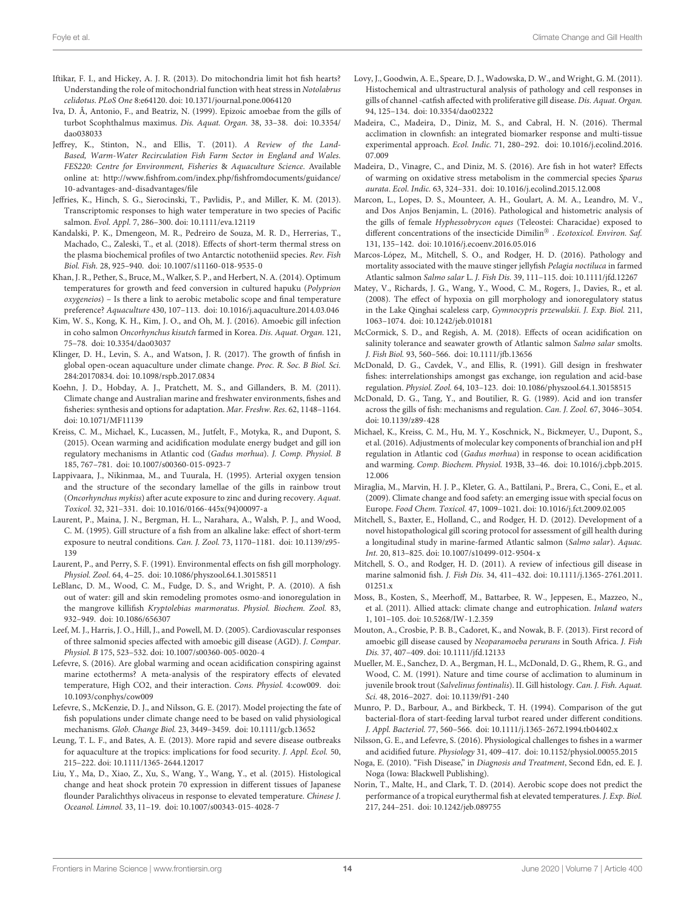Iftikar, F. I., and Hickey, A. J. R. (2013). Do mitochondria limit hot fish hearts? Understanding the role of mitochondrial function with heat stress in *Notolabrus celidotus*. *PLoS One* 8:e64120. doi: 10.1371/journal.pone.0064120

Iva, D. Â, Antonio, F., and Beatriz, N. (1999). Epizoic amoebae from the gills of turbot Scophthalmus maximus. *Dis. Aquat. Organ.* 38, 33–38. doi: 10.3354/dao038033

Jeffrey, K., Stinton, N., and Ellis, T. (2011). *A Review of the Land-Based, Warm-Water Recirculation Fish Farm Sector in England and Wales. FES220: Centre for Environment, Fisheries & Aquaculture Science.* Available online at: http://www.fishfrom.com/index.php/fishfromdocuments/guidance/10-advantages-and-disadvantages/file

Jeffries, K., Hinch, S. G., Sierocinski, T., Pavlidis, P., and Miller, K. M. (2013). Transcriptomic responses to high water temperature in two species of Pacific salmon. *Evol. Appl.* 7, 286–300. doi: 10.1111/eva.12119

Kandalski, P. K., Dmengeon, M. R., Pedreiro de Souza, M. R. D., Herrerias, T., Machado, C., Zaleski, T., et al. (2018). Effects of short-term thermal stress on the plasma biochemical profiles of two Antarctic nototheniid species. *Rev. Fish Biol. Fish.* 28, 925–940. doi: 10.1007/s11160-018-9535-0

Khan, J. R., Pether, S., Bruce, M., Walker, S. P., and Herbert, N. A. (2014). Optimum temperatures for growth and feed conversion in cultured hapuku (*Polyprion oxygeneios*) – Is there a link to aerobic metabolic scope and final temperature preference? *Aquaculture* 430, 107–113. doi: 10.1016/j.aquaculture.2014.03.046

Kim, W. S., Kong, K. H., Kim, J. O., and Oh, M. J. (2016). Amoebic gill infection in coho salmon *Oncorhynchus kisutch* farmed in Korea. *Dis. Aquat. Organ.* 121, 75–78. doi: 10.3354/dao03037

Klinger, D. H., Levin, S. A., and Watson, J. R. (2017). The growth of finfish in global open-ocean aquaculture under climate change. *Proc. R. Soc. B Biol. Sci.* 284:20170834. doi: 10.1098/rspb.2017.0834

Koehn, J. D., Hobday, A. J., Pratchett, M. S., and Gillanders, B. M. (2011). Climate change and Australian marine and freshwater environments, fishes and fisheries: synthesis and options for adaptation. *Mar. Freshw. Res.* 62, 1148–1164. doi: 10.1071/MF11139

Kreiss, C. M., Michael, K., Lucassen, M., Jutfelt, F., Motyka, R., and Dupont, S. (2015). Ocean warming and acidification modulate energy budget and gill ion regulatory mechanisms in Atlantic cod (*Gadus morhua*). *J. Comp. Physiol. B* 185, 767–781. doi: 10.1007/s00360-015-0923-7

Lappivaara, J., Nikinmaa, M., and Tuurala, H. (1995). Arterial oxygen tension and the structure of the secondary lamellae of the gills in rainbow trout (*Oncorhynchus mykiss*) after acute exposure to zinc and during recovery. *Aquat. Toxicol.* 32, 321–331. doi: 10.1016/0166-445x(94)00097-a

Laurent, P., Maina, J. N., Bergman, H. L., Narahara, A., Walsh, P. J., and Wood, C. M. (1995). Gill structure of a fish from an alkaline lake: effect of short-term exposure to neutral conditions. *Can. J. Zool.* 73, 1170–1181. doi: 10.1139/z95-139

Laurent, P., and Perry, S. F. (1991). Environmental effects on fish gill morphology. *Physiol. Zool.* 64, 4–25. doi: 10.1086/physzool.64.1.30158511

LeBlanc, D. M., Wood, C. M., Fudge, D. S., and Wright, P. A. (2010). A fish out of water: gill and skin remodeling promotes osmo-and ionoregulation in the mangrove killifish *Kryptolebias marmoratus*. *Physiol. Biochem. Zool.* 83, 932–949. doi: 10.1086/656307

Leef, M. J., Harris, J. O., Hill, J., and Powell, M. D. (2005). Cardiovascular responses of three salmonid species affected with amoebic gill disease (AGD). *J. Compar. Physiol. B* 175, 523–532. doi: 10.1007/s00360-005-0020-4

Lefevre, S. (2016). Are global warming and ocean acidification conspiring against marine ectotherms? A meta-analysis of the respiratory effects of elevated temperature, High CO2, and their interaction. *Cons. Physiol.* 4:cow009. doi: 10.1093/conphys/cow009

Lefevre, S., McKenzie, D. J., and Nilsson, G. E. (2017). Model projecting the fate of fish populations under climate change need to be based on valid physiological mechanisms. *Glob. Change Biol.* 23, 3449–3459. doi: 10.1111/gcb.13652

Leung, T. L. F., and Bates, A. E. (2013). More rapid and severe disease outbreaks for aquaculture at the tropics: implications for food security. *J. Appl. Ecol.* 50, 215–222. doi: 10.1111/1365-2644.12017

Liu, Y., Ma, D., Xiao, Z., Xu, S., Wang, Y., Wang, Y., et al. (2015). Histological change and heat shock protein 70 expression in different tissues of Japanese flounder Paralichthys olivaceus in response to elevated temperature. *Chinese J. Oceanol. Limnol.* 33, 11–19. doi: 10.1007/s00343-015-4028-7

Lovy, J., Goodwin, A. E., Speare, D. J., Wadowska, D. W., and Wright, G. M. (2011). Histochemical and ultrastructural analysis of pathology and cell responses in gills of channel -catfish affected with proliferative gill disease. *Dis. Aquat. Organ.* 94, 125–134. doi: 10.3354/dao02322

Madeira, C., Madeira, D., Diniz, M. S., and Cabral, H. N. (2016). Thermal acclimation in clownfish: an integrated biomarker response and multi-tissue experimental approach. *Ecol. Indic.* 71, 280–292. doi: 10.1016/j.ecolind.2016.07.009

Madeira, D., Vinagre, C., and Diniz, M. S. (2016). Are fish in hot water? Effects of warming on oxidative stress metabolism in the commercial species *Sparus aurata*. *Ecol. Indic.* 63, 324–331. doi: 10.1016/j.ecolind.2015.12.008

Marcon, L., Lopes, D. S., Mounteer, A. H., Goulart, A. M. A., Leandro, M. V., and Dos Anjos Benjamin, L. (2016). Pathological and histometric analysis of the gills of female *Hyphessobrycon eques* (Teleostei: Characidae) exposed to different concentrations of the insecticide Dimilin® . *Ecotoxicol. Environ. Saf.* 131, 135–142. doi: 10.1016/j.ecoenv.2016.05.016

Marcos-López, M., Mitchell, S. O., and Rodger, H. D. (2016). Pathology and mortality associated with the mauve stinger jellyfish *Pelagia noctiluca* in farmed Atlantic salmon *Salmo salar* L. *J. Fish Dis.* 39, 111–115. doi: 10.1111/jfd.12267

Matey, V., Richards, J. G., Wang, Y., Wood, C. M., Rogers, J., Davies, R., et al. (2008). The effect of hypoxia on gill morphology and ionoregulatory status in the Lake Qinghai scaleless carp, *Gymnocypris przewalskii*. *J. Exp. Biol.* 211, 1063–1074. doi: 10.1242/jeb.010181

McCormick, S. D., and Regish, A. M. (2018). Effects of ocean acidification on salinity tolerance and seawater growth of Atlantic salmon *Salmo salar* smolts. *J. Fish Biol.* 93, 560–566. doi: 10.1111/jfb.13656

McDonald, D. G., Cavdek, V., and Ellis, R. (1991). Gill design in freshwater fishes: interrelationships amongst gas exchange, ion regulation and acid-base regulation. *Physiol. Zool.* 64, 103–123. doi: 10.1086/physzool.64.1.30158515

McDonald, D. G., Tang, Y., and Boutilier, R. G. (1989). Acid and ion transfer across the gills of fish: mechanisms and regulation. *Can. J. Zool.* 67, 3046–3054. doi: 10.1139/z89-428

Michael, K., Kreiss, C. M., Hu, M. Y., Koschnick, N., Bickmeyer, U., Dupont, S., et al. (2016). Adjustments of molecular key components of branchial ion and pH regulation in Atlantic cod (*Gadus morhua*) in response to ocean acidification and warming. *Comp. Biochem. Physiol.* 193B, 33–46. doi: 10.1016/j.cbpb.2015.12.006

Miraglia, M., Marvin, H. J. P., Kleter, G. A., Battilani, P., Brera, C., Coni, E., et al. (2009). Climate change and food safety: an emerging issue with special focus on Europe. *Food Chem. Toxicol.* 47, 1009–1021. doi: 10.1016/j.fct.2009.02.005

Mitchell, S., Baxter, E., Holland, C., and Rodger, H. D. (2012). Development of a novel histopathological gill scoring protocol for assessment of gill health during a longitudinal study in marine-farmed Atlantic salmon (*Salmo salar*). *Aquac. Int.* 20, 813–825. doi: 10.1007/s10499-012-9504-x

Mitchell, S. O., and Rodger, H. D. (2011). A review of infectious gill disease in marine salmonid fish. *J. Fish Dis.* 34, 411–432. doi: 10.1111/j.1365-2761.2011.01251.x

Moss, B., Kosten, S., Meerhoff, M., Battarbee, R. W., Jeppesen, E., Mazzeo, N., et al. (2011). Allied attack: climate change and eutrophication. *Inland waters* 1, 101–105. doi: 10.5268/IW-1.2.359

Mouton, A., Crosbie, P. B. B., Cadoret, K., and Nowak, B. F. (2013). First record of amoebic gill disease caused by *Neoparamoeba perurans* in South Africa. *J. Fish Dis.* 37, 407–409. doi: 10.1111/jfd.12133

Mueller, M. E., Sanchez, D. A., Bergman, H. L., McDonald, D. G., Rhem, R. G., and Wood, C. M. (1991). Nature and time course of acclimation to aluminum in juvenile brook trout (*Salvelinus fontinalis*). II. Gill histology. *Can. J. Fish. Aquat. Sci.* 48, 2016–2027. doi: 10.1139/f91-240

Munro, P. D., Barbour, A., and Birkbeck, T. H. (1994). Comparison of the gut bacterial-flora of start-feeding larval turbot reared under different conditions. *J. Appl. Bacteriol.* 77, 560–566. doi: 10.1111/j.1365-2672.1994.tb04402.x

Nilsson, G. E., and Lefevre, S. (2016). Physiological challenges to fishes in a warmer and acidified future. *Physiology* 31, 409–417. doi: 10.1152/physiol.00055.2015

Noga, E. (2010). "Fish Disease," in *Diagnosis and Treatment*, Second Edn, ed. E. J. Noga (Iowa: Blackwell Publishing).

Norin, T., Malte, H., and Clark, T. D. (2014). Aerobic scope does not predict the performance of a tropical eurythermal fish at elevated temperatures. *J. Exp. Biol.* 217, 244–251. doi: 10.1242/jeb.089755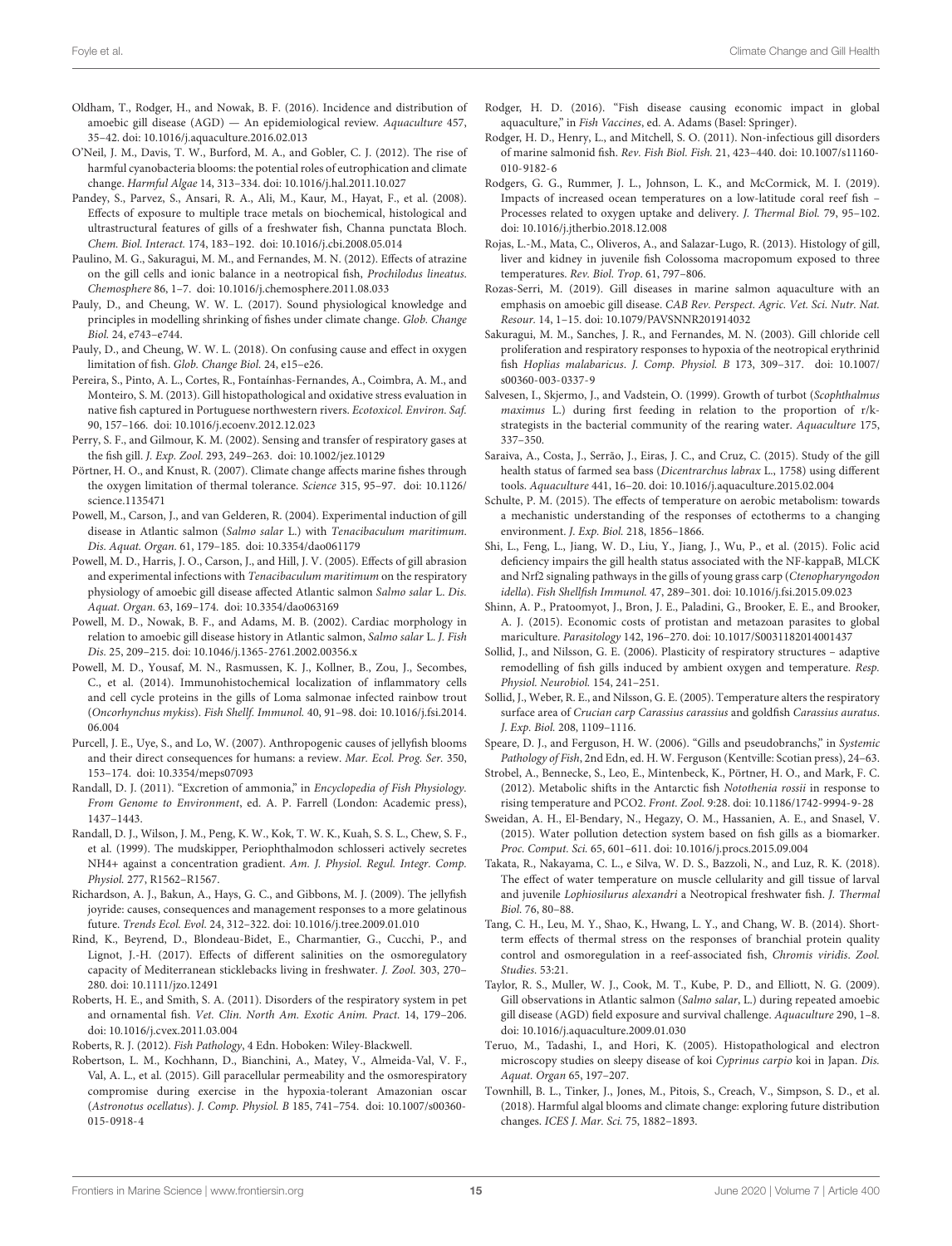Oldham, T., Rodger, H., and Nowak, B. F. (2016). Incidence and distribution of amoebic gill disease (AGD) — An epidemiological review. *Aquaculture* 457, 35–42. doi: 10.1016/j.aquaculture.2016.02.013

O'Neil, J. M., Davis, T. W., Burford, M. A., and Gobler, C. J. (2012). The rise of harmful cyanobacteria blooms: the potential roles of eutrophication and climate change. *Harmful Algae* 14, 313–334. doi: 10.1016/j.hal.2011.10.027

Pandey, S., Parvez, S., Ansari, R. A., Ali, M., Kaur, M., Hayat, F., et al. (2008). Effects of exposure to multiple trace metals on biochemical, histological and ultrastructural features of gills of a freshwater fish, Channa punctata Bloch. *Chem. Biol. Interact.* 174, 183–192. doi: 10.1016/j.cbi.2008.05.014

Paulino, M. G., Sakuragui, M. M., and Fernandes, M. N. (2012). Effects of atrazine on the gill cells and ionic balance in a neotropical fish, *Prochilodus lineatus*. *Chemosphere* 86, 1–7. doi: 10.1016/j.chemosphere.2011.08.033

Pauly, D., and Cheung, W. W. L. (2017). Sound physiological knowledge and principles in modelling shrinking of fishes under climate change. *Glob. Change Biol.* 24, e743–e744.

Pauly, D., and Cheung, W. W. L. (2018). On confusing cause and effect in oxygen limitation of fish. *Glob. Change Biol.* 24, e15–e26.

Pereira, S., Pinto, A. L., Cortes, R., Fontaínhas-Fernandes, A., Coimbra, A. M., and Monteiro, S. M. (2013). Gill histopathological and oxidative stress evaluation in native fish captured in Portuguese northwestern rivers. *Ecotoxicol. Environ. Saf.* 90, 157–166. doi: 10.1016/j.ecoenv.2012.12.023

Perry, S. F., and Gilmour, K. M. (2002). Sensing and transfer of respiratory gases at the fish gill. *J. Exp. Zool.* 293, 249–263. doi: 10.1002/jez.10129

Pörtner, H. O., and Knust, R. (2007). Climate change affects marine fishes through the oxygen limitation of thermal tolerance. *Science* 315, 95–97. doi: 10.1126/science.1135471

Powell, M., Carson, J., and van Gelderen, R. (2004). Experimental induction of gill disease in Atlantic salmon (*Salmo salar* L.) with *Tenacibaculum maritimum*. *Dis. Aquat. Organ.* 61, 179–185. doi: 10.3354/dao061179

Powell, M. D., Harris, J. O., Carson, J., and Hill, J. V. (2005). Effects of gill abrasion and experimental infections with *Tenacibaculum maritimum* on the respiratory physiology of amoebic gill disease affected Atlantic salmon *Salmo salar* L. *Dis. Aquat. Organ.* 63, 169–174. doi: 10.3354/dao063169

Powell, M. D., Nowak, B. F., and Adams, M. B. (2002). Cardiac morphology in relation to amoebic gill disease history in Atlantic salmon, *Salmo salar* L. *J. Fish Dis.* 25, 209–215. doi: 10.1046/j.1365-2761.2002.00356.x

Powell, M. D., Yousaf, M. N., Rasmussen, K. J., Kollner, B., Zou, J., Secombes, C., et al. (2014). Immunohistochemical localization of inflammatory cells and cell cycle proteins in the gills of Loma salmonae infected rainbow trout (*Oncorhynchus mykiss*). *Fish Shellf. Immunol.* 40, 91–98. doi: 10.1016/j.fsi.2014.06.004

Purcell, J. E., Uye, S., and Lo, W. (2007). Anthropogenic causes of jellyfish blooms and their direct consequences for humans: a review. *Mar. Ecol. Prog. Ser.* 350, 153–174. doi: 10.3354/meps07093

Randall, D. J. (2011). "Excretion of ammonia," in *Encyclopedia of Fish Physiology. From Genome to Environment*, ed. A. P. Farrell (London: Academic press), 1437–1443.

Randall, D. J., Wilson, J. M., Peng, K. W., Kok, T. W. K., Kuah, S. S. L., Chew, S. F., et al. (1999). The mudskipper, Periophthalmodon schlosseri actively secretes NH4+ against a concentration gradient. *Am. J. Physiol. Regul. Integr. Comp. Physiol.* 277, R1562–R1567.

Richardson, A. J., Bakun, A., Hays, G. C., and Gibbons, M. J. (2009). The jellyfish joyride: causes, consequences and management responses to a more gelatinous future. *Trends Ecol. Evol.* 24, 312–322. doi: 10.1016/j.tree.2009.01.010

Rind, K., Beyrend, D., Blondeau-Bidet, E., Charmantier, G., Cucchi, P., and Lignot, J.-H. (2017). Effects of different salinities on the osmoregulatory capacity of Mediterranean sticklebacks living in freshwater. *J. Zool.* 303, 270–280. doi: 10.1111/jzo.12491

Roberts, H. E., and Smith, S. A. (2011). Disorders of the respiratory system in pet and ornamental fish. *Vet. Clin. North Am. Exotic Anim. Pract.* 14, 179–206. doi: 10.1016/j.cvex.2011.03.004

Roberts, R. J. (2012). *Fish Pathology*, 4 Edn. Hoboken: Wiley-Blackwell.

Robertson, L. M., Kochhann, D., Bianchini, A., Matey, V., Almeida-Val, V. F., Val, A. L., et al. (2015). Gill paracellular permeability and the osmorespiratory compromise during exercise in the hypoxia-tolerant Amazonian oscar (*Astronotus ocellatus*). *J. Comp. Physiol. B* 185, 741–754. doi: 10.1007/s00360-015-0918-4

Rodger, H. D. (2016). "Fish disease causing economic impact in global aquaculture," in *Fish Vaccines*, ed. A. Adams (Basel: Springer).

Rodger, H. D., Henry, L., and Mitchell, S. O. (2011). Non-infectious gill disorders of marine salmonid fish. *Rev. Fish Biol. Fish.* 21, 423–440. doi: 10.1007/s11160-010-9182-6

Rodgers, G. G., Rummer, J. L., Johnson, L. K., and McCormick, M. I. (2019). Impacts of increased ocean temperatures on a low-latitude coral reef fish – Processes related to oxygen uptake and delivery. *J. Thermal Biol.* 79, 95–102. doi: 10.1016/j.jtherbio.2018.12.008

Rojas, L.-M., Mata, C., Oliveros, A., and Salazar-Lugo, R. (2013). Histology of gill, liver and kidney in juvenile fish Colossoma macropomum exposed to three temperatures. *Rev. Biol. Trop.* 61, 797–806.

Rozas-Serri, M. (2019). Gill diseases in marine salmon aquaculture with an emphasis on amoebic gill disease. *CAB Rev. Perspect. Agric. Vet. Sci. Nutr. Nat. Resour.* 14, 1–15. doi: 10.1079/PAVSNNR201914032

Sakuragui, M. M., Sanches, J. R., and Fernandes, M. N. (2003). Gill chloride cell proliferation and respiratory responses to hypoxia of the neotropical erythrinid fish *Hoplias malabaricus*. *J. Comp. Physiol. B* 173, 309–317. doi: 10.1007/s00360-003-0337-9

Salvesen, I., Skjermo, J., and Vadstein, O. (1999). Growth of turbot (*Scophthalmus maximus* L.) during first feeding in relation to the proportion of r/k-strategists in the bacterial community of the rearing water. *Aquaculture* 175, 337–350.

Saraiva, A., Costa, J., Serrão, J., Eiras, J. C., and Cruz, C. (2015). Study of the gill health status of farmed sea bass (*Dicentrarchus labrax* L., 1758) using different tools. *Aquaculture* 441, 16–20. doi: 10.1016/j.aquaculture.2015.02.004

Schulte, P. M. (2015). The effects of temperature on aerobic metabolism: towards a mechanistic understanding of the responses of ectotherms to a changing environment. *J. Exp. Biol.* 218, 1856–1866.

Shi, L., Feng, L., Jiang, W. D., Liu, Y., Jiang, J., Wu, P., et al. (2015). Folic acid deficiency impairs the gill health status associated with the NF-kappaB, MLCK and Nrf2 signaling pathways in the gills of young grass carp (*Ctenopharyngodon idella*). *Fish Shellfish Immunol.* 47, 289–301. doi: 10.1016/j.fsi.2015.09.023

Shinn, A. P., Pratoomyot, J., Bron, J. E., Paladini, G., Brooker, E. E., and Brooker, A. J. (2015). Economic costs of protistan and metazoan parasites to global mariculture. *Parasitology* 142, 196–270. doi: 10.1017/S0031182014001437

Sollid, J., and Nilsson, G. E. (2006). Plasticity of respiratory structures – adaptive remodelling of fish gills induced by ambient oxygen and temperature. *Resp. Physiol. Neurobiol.* 154, 241–251.

Sollid, J., Weber, R. E., and Nilsson, G. E. (2005). Temperature alters the respiratory surface area of *Crucian carp Carassius carassius* and goldfish *Carassius auratus*. *J. Exp. Biol.* 208, 1109–1116.

Speare, D. J., and Ferguson, H. W. (2006). "Gills and pseudobranchs," in *Systemic Pathology of Fish*, 2nd Edn, ed. H. W. Ferguson (Kentville: Scotian press), 24–63.

Strobel, A., Bennecke, S., Leo, E., Mintenbeck, K., Pörtner, H. O., and Mark, F. C. (2012). Metabolic shifts in the Antarctic fish *Notothenia rossii* in response to rising temperature and PCO2. *Front. Zool.* 9:28. doi: 10.1186/1742-9994-9-28

Sweidan, A. H., El-Bendary, N., Hegazy, O. M., Hassanien, A. E., and Snasel, V. (2015). Water pollution detection system based on fish gills as a biomarker. *Proc. Comput. Sci.* 65, 601–611. doi: 10.1016/j.procs.2015.09.004

Takata, R., Nakayama, C. L., e Silva, W. D. S., Bazzoli, N., and Luz, R. K. (2018). The effect of water temperature on muscle cellularity and gill tissue of larval and juvenile *Lophiosilurus alexandri* a Neotropical freshwater fish. *J. Thermal Biol.* 76, 80–88.

Tang, C. H., Leu, M. Y., Shao, K., Hwang, L. Y., and Chang, W. B. (2014). Short-term effects of thermal stress on the responses of branchial protein quality control and osmoregulation in a reef-associated fish, *Chromis viridis*. *Zool. Studies.* 53:21.

Taylor, R. S., Muller, W. J., Cook, M. T., Kube, P. D., and Elliott, N. G. (2009). Gill observations in Atlantic salmon (*Salmo salar*, L.) during repeated amoebic gill disease (AGD) field exposure and survival challenge. *Aquaculture* 290, 1–8. doi: 10.1016/j.aquaculture.2009.01.030

Teruo, M., Tadashi, I., and Hori, K. (2005). Histopathological and electron microscopy studies on sleepy disease of koi *Cyprinus carpio* koi in Japan. *Dis. Aquat. Organ* 65, 197–207.

Townhill, B. L., Tinker, J., Jones, M., Pitois, S., Creach, V., Simpson, S. D., et al. (2018). Harmful algal blooms and climate change: exploring future distribution changes. *ICES J. Mar. Sci.* 75, 1882–1893.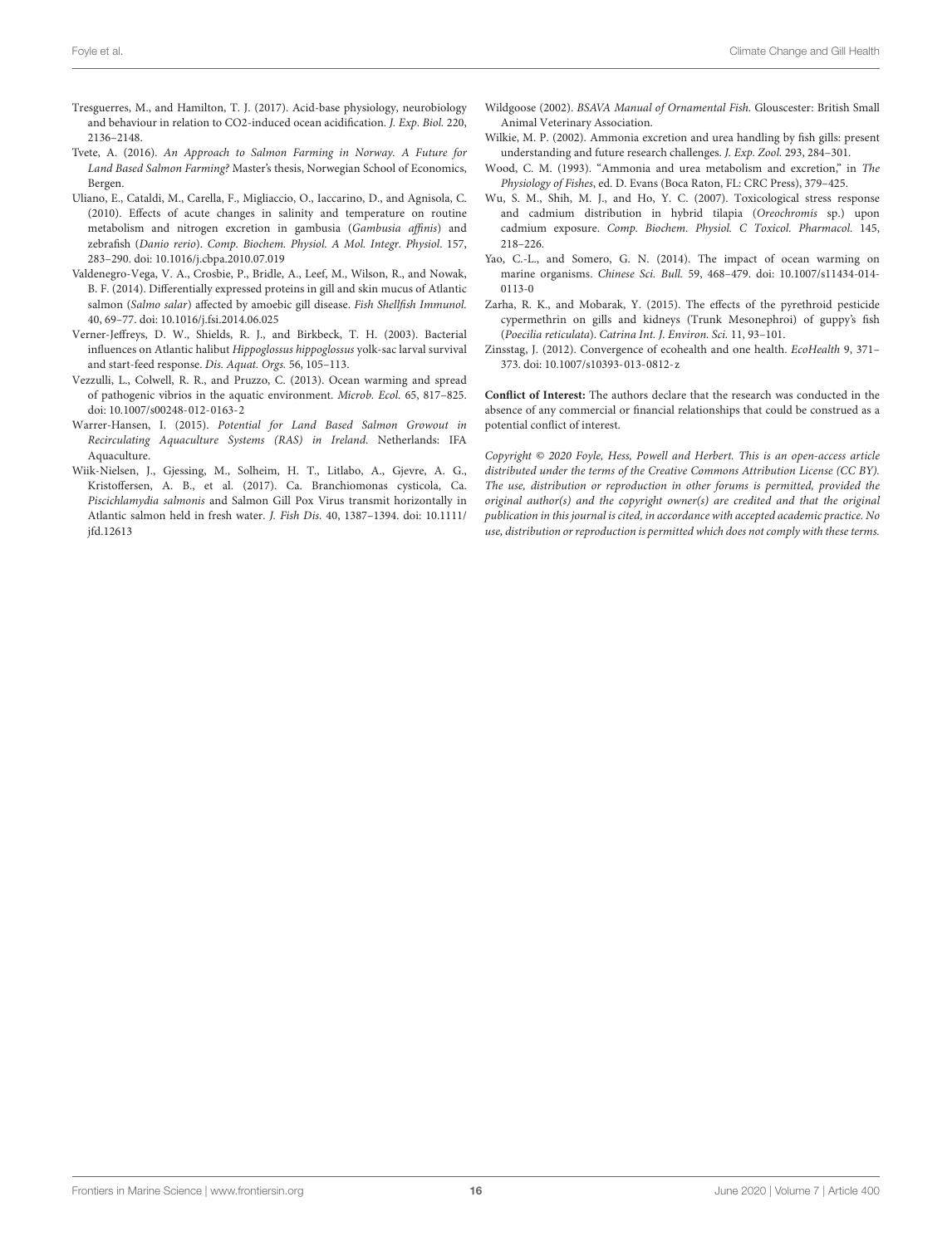Tresguerres, M., and Hamilton, T. J. (2017). Acid-base physiology, neurobiology and behaviour in relation to CO2-induced ocean acidification. *J. Exp. Biol.* 220, 2136–2148.

Tvete, A. (2016). *An Approach to Salmon Farming in Norway. A Future for Land Based Salmon Farming?* Master's thesis, Norwegian School of Economics, Bergen.

Uliano, E., Cataldi, M., Carella, F., Migliaccio, O., Iaccarino, D., and Agnisola, C. (2010). Effects of acute changes in salinity and temperature on routine metabolism and nitrogen excretion in gambusia (*Gambusia affinis*) and zebrafish (*Danio rerio*). *Comp. Biochem. Physiol. A Mol. Integr. Physiol.* 157, 283–290. doi: 10.1016/j.cbpa.2010.07.019

Valdenegro-Vega, V. A., Crosbie, P., Bridle, A., Leef, M., Wilson, R., and Nowak, B. F. (2014). Differentially expressed proteins in gill and skin mucus of Atlantic salmon (*Salmo salar*) affected by amoebic gill disease. *Fish Shellfish Immunol.* 40, 69–77. doi: 10.1016/j.fsi.2014.06.025

Verner-Jeffreys, D. W., Shields, R. J., and Birkbeck, T. H. (2003). Bacterial influences on Atlantic halibut *Hippoglossus hippoglossus* yolk-sac larval survival and start-feed response. *Dis. Aquat. Orgs.* 56, 105–113.

Vezzulli, L., Colwell, R. R., and Pruzzo, C. (2013). Ocean warming and spread of pathogenic vibrios in the aquatic environment. *Microb. Ecol.* 65, 817–825. doi: 10.1007/s00248-012-0163-2

Warrer-Hansen, I. (2015). *Potential for Land Based Salmon Growout in Recirculating Aquaculture Systems (RAS) in Ireland.* Netherlands: IFA Aquaculture.

Wiik-Nielsen, J., Gjessing, M., Solheim, H. T., Litlabo, A., Gjevre, A. G., Kristoffersen, A. B., et al. (2017). Ca. Branchiomonas cysticola, Ca. *Piscichlamydia salmonis* and Salmon Gill Pox Virus transmit horizontally in Atlantic salmon held in fresh water. *J. Fish Dis.* 40, 1387–1394. doi: 10.1111/jfd.12613

Wildgoose (2002). *BSAVA Manual of Ornamental Fish.* Glouscester: British Small Animal Veterinary Association.

Wilkie, M. P. (2002). Ammonia excretion and urea handling by fish gills: present understanding and future research challenges. *J. Exp. Zool.* 293, 284–301.

Wood, C. M. (1993). "Ammonia and urea metabolism and excretion," in *The Physiology of Fishes*, ed. D. Evans (Boca Raton, FL: CRC Press), 379–425.

Wu, S. M., Shih, M. J., and Ho, Y. C. (2007). Toxicological stress response and cadmium distribution in hybrid tilapia (*Oreochromis* sp.) upon cadmium exposure. *Comp. Biochem. Physiol. C Toxicol. Pharmacol.* 145, 218–226.

Yao, C.-L., and Somero, G. N. (2014). The impact of ocean warming on marine organisms. *Chinese Sci. Bull.* 59, 468–479. doi: 10.1007/s11434-014-0113-0

Zarha, R. K., and Mobarak, Y. (2015). The effects of the pyrethroid pesticide cypermethrin on gills and kidneys (Trunk Mesonephroi) of guppy's fish (*Poecilia reticulata*). *Catrina Int. J. Environ. Sci.* 11, 93–101.

Zinsstag, J. (2012). Convergence of ecohealth and one health. *EcoHealth* 9, 371–373. doi: 10.1007/s10393-013-0812-z

**Conflict of Interest:** The authors declare that the research was conducted in the absence of any commercial or financial relationships that could be construed as a potential conflict of interest.

*Copyright © 2020 Foyle, Hess, Powell and Herbert. This is an open-access article distributed under the terms of the Creative Commons Attribution License (CC BY). The use, distribution or reproduction in other forums is permitted, provided the original author(s) and the copyright owner(s) are credited and that the original publication in this journal is cited, in accordance with accepted academic practice. No use, distribution or reproduction is permitted which does not comply with these terms.*